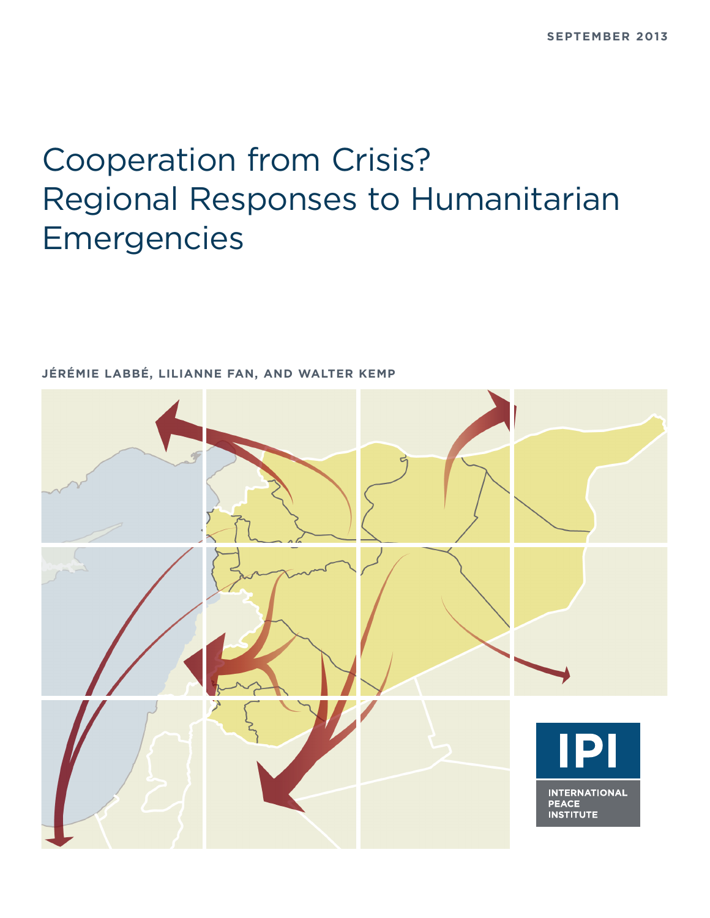SEPTEMBER 2013

# Cooperation from Crisis? Regional Responses to Humanitarian Emergencies

JÉRÉMIE LABBÉ, LILIANNE FAN, AND WALTER KEMP

IPI

INTERNATIONAL PEACE INSTITUTE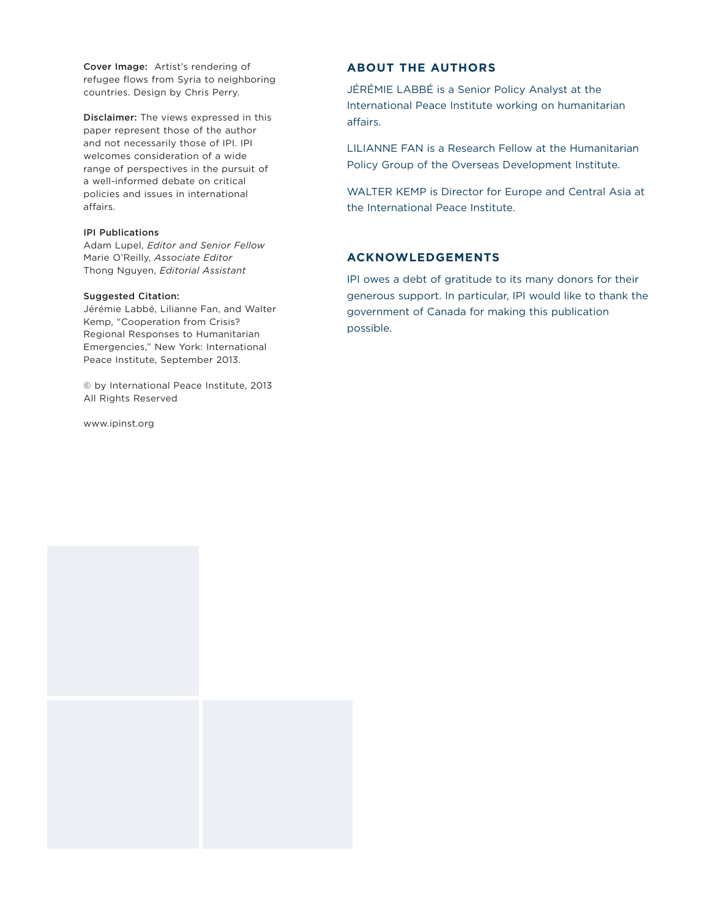**Cover Image:** Artist's rendering of refugee flows from Syria to neighboring countries. Design by Chris Perry.

**Disclaimer:** The views expressed in this paper represent those of the author and not necessarily those of IPI. IPI welcomes consideration of a wide range of perspectives in the pursuit of a well-informed debate on critical policies and issues in international affairs.

**IPI Publications**
Adam Lupel, *Editor and Senior Fellow*
Marie O'Reilly, *Associate Editor*
Thong Nguyen, *Editorial Assistant*

**Suggested Citation:**
Jérémie Labbé, Lilianne Fan, and Walter Kemp, "Cooperation from Crisis? Regional Responses to Humanitarian Emergencies," New York: International Peace Institute, September 2013.

© by International Peace Institute, 2013
All Rights Reserved

www.ipinst.org

## ABOUT THE AUTHORS

JÉRÉMIE LABBÉ is a Senior Policy Analyst at the International Peace Institute working on humanitarian affairs.

LILIANNE FAN is a Research Fellow at the Humanitarian Policy Group of the Overseas Development Institute.

WALTER KEMP is Director for Europe and Central Asia at the International Peace Institute.

## ACKNOWLEDGEMENTS

IPI owes a debt of gratitude to its many donors for their generous support. In particular, IPI would like to thank the government of Canada for making this publication possible.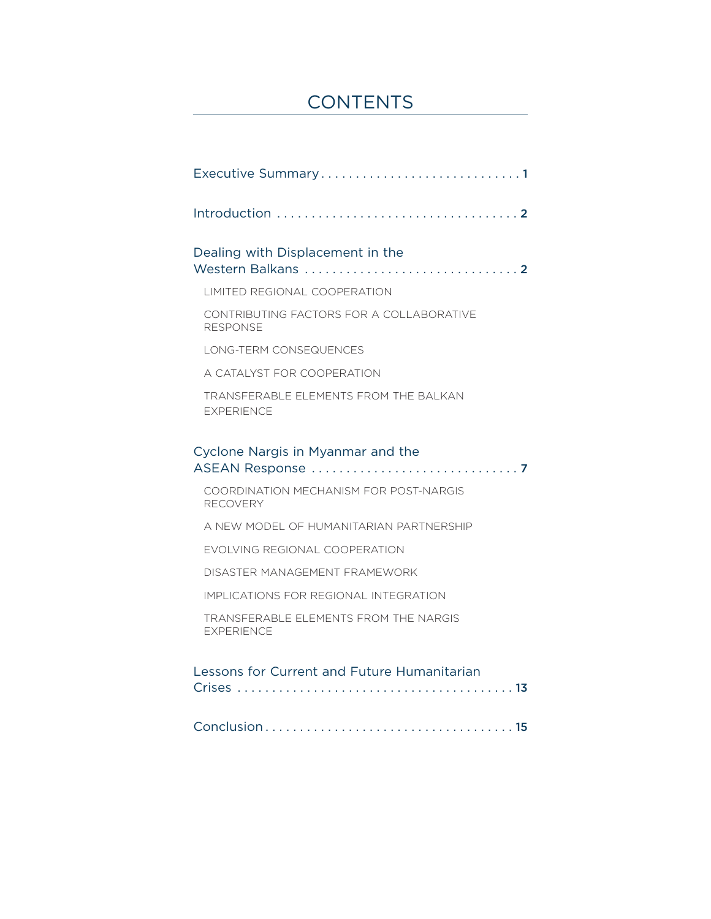# CONTENTS

Executive Summary . . . . . . . . . . . . . . . . . . . . . . . . . . . . . 1

Introduction . . . . . . . . . . . . . . . . . . . . . . . . . . . . . . . . . . 2

Dealing with Displacement in the Western Balkans . . . . . . . . . . . . . . . . . . . . . . . . . . . . . . 2

- LIMITED REGIONAL COOPERATION
- CONTRIBUTING FACTORS FOR A COLLABORATIVE RESPONSE
- LONG-TERM CONSEQUENCES
- A CATALYST FOR COOPERATION
- TRANSFERABLE ELEMENTS FROM THE BALKAN EXPERIENCE

Cyclone Nargis in Myanmar and the ASEAN Response . . . . . . . . . . . . . . . . . . . . . . . . . . . . . . 7

- COORDINATION MECHANISM FOR POST-NARGIS RECOVERY
- A NEW MODEL OF HUMANITARIAN PARTNERSHIP
- EVOLVING REGIONAL COOPERATION
- DISASTER MANAGEMENT FRAMEWORK
- IMPLICATIONS FOR REGIONAL INTEGRATION
- TRANSFERABLE ELEMENTS FROM THE NARGIS EXPERIENCE

Lessons for Current and Future Humanitarian Crises . . . . . . . . . . . . . . . . . . . . . . . . . . . . . . . . . . . . . . . 13

Conclusion . . . . . . . . . . . . . . . . . . . . . . . . . . . . . . . . . . . 15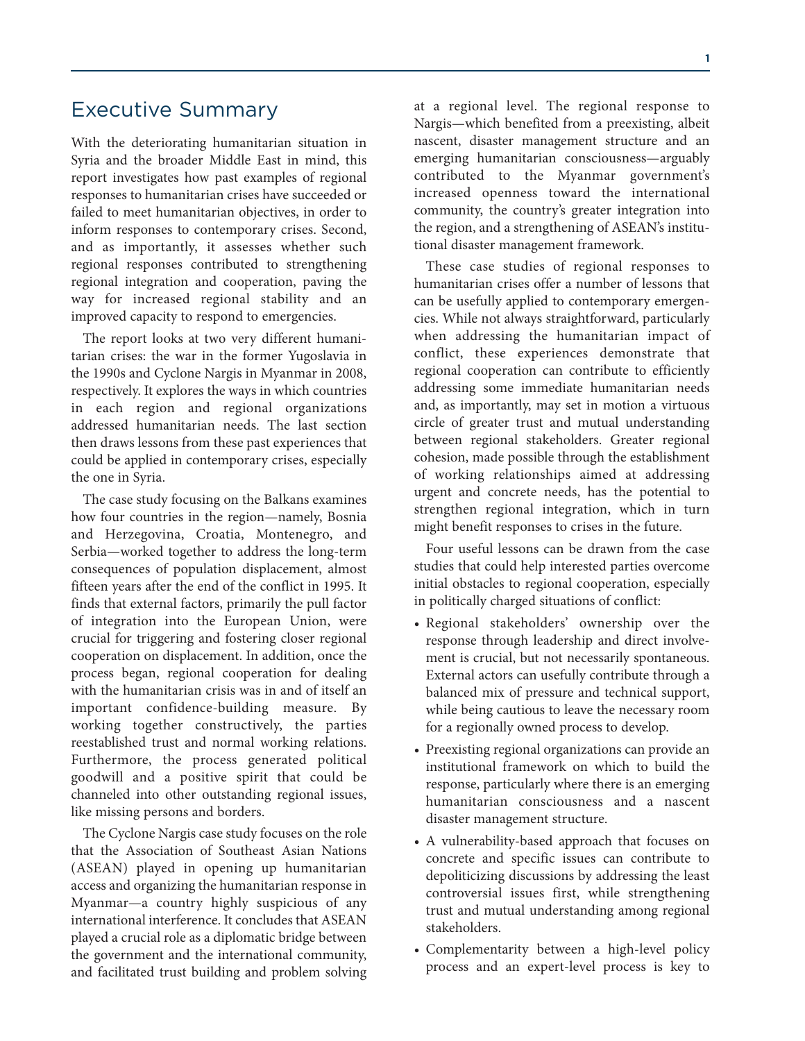# Executive Summary

With the deteriorating humanitarian situation in Syria and the broader Middle East in mind, this report investigates how past examples of regional responses to humanitarian crises have succeeded or failed to meet humanitarian objectives, in order to inform responses to contemporary crises. Second, and as importantly, it assesses whether such regional responses contributed to strengthening regional integration and cooperation, paving the way for increased regional stability and an improved capacity to respond to emergencies.

The report looks at two very different humanitarian crises: the war in the former Yugoslavia in the 1990s and Cyclone Nargis in Myanmar in 2008, respectively. It explores the ways in which countries in each region and regional organizations addressed humanitarian needs. The last section then draws lessons from these past experiences that could be applied in contemporary crises, especially the one in Syria.

The case study focusing on the Balkans examines how four countries in the region—namely, Bosnia and Herzegovina, Croatia, Montenegro, and Serbia—worked together to address the long-term consequences of population displacement, almost fifteen years after the end of the conflict in 1995. It finds that external factors, primarily the pull factor of integration into the European Union, were crucial for triggering and fostering closer regional cooperation on displacement. In addition, once the process began, regional cooperation for dealing with the humanitarian crisis was in and of itself an important confidence-building measure. By working together constructively, the parties reestablished trust and normal working relations. Furthermore, the process generated political goodwill and a positive spirit that could be channeled into other outstanding regional issues, like missing persons and borders.

The Cyclone Nargis case study focuses on the role that the Association of Southeast Asian Nations (ASEAN) played in opening up humanitarian access and organizing the humanitarian response in Myanmar—a country highly suspicious of any international interference. It concludes that ASEAN played a crucial role as a diplomatic bridge between the government and the international community, and facilitated trust building and problem solving at a regional level. The regional response to Nargis—which benefited from a preexisting, albeit nascent, disaster management structure and an emerging humanitarian consciousness—arguably contributed to the Myanmar government's increased openness toward the international community, the country's greater integration into the region, and a strengthening of ASEAN's institutional disaster management framework.

These case studies of regional responses to humanitarian crises offer a number of lessons that can be usefully applied to contemporary emergencies. While not always straightforward, particularly when addressing the humanitarian impact of conflict, these experiences demonstrate that regional cooperation can contribute to efficiently addressing some immediate humanitarian needs and, as importantly, may set in motion a virtuous circle of greater trust and mutual understanding between regional stakeholders. Greater regional cohesion, made possible through the establishment of working relationships aimed at addressing urgent and concrete needs, has the potential to strengthen regional integration, which in turn might benefit responses to crises in the future.

Four useful lessons can be drawn from the case studies that could help interested parties overcome initial obstacles to regional cooperation, especially in politically charged situations of conflict:

- Regional stakeholders' ownership over the response through leadership and direct involvement is crucial, but not necessarily spontaneous. External actors can usefully contribute through a balanced mix of pressure and technical support, while being cautious to leave the necessary room for a regionally owned process to develop.
- Preexisting regional organizations can provide an institutional framework on which to build the response, particularly where there is an emerging humanitarian consciousness and a nascent disaster management structure.
- A vulnerability-based approach that focuses on concrete and specific issues can contribute to depoliticizing discussions by addressing the least controversial issues first, while strengthening trust and mutual understanding among regional stakeholders.
- Complementarity between a high-level policy process and an expert-level process is key to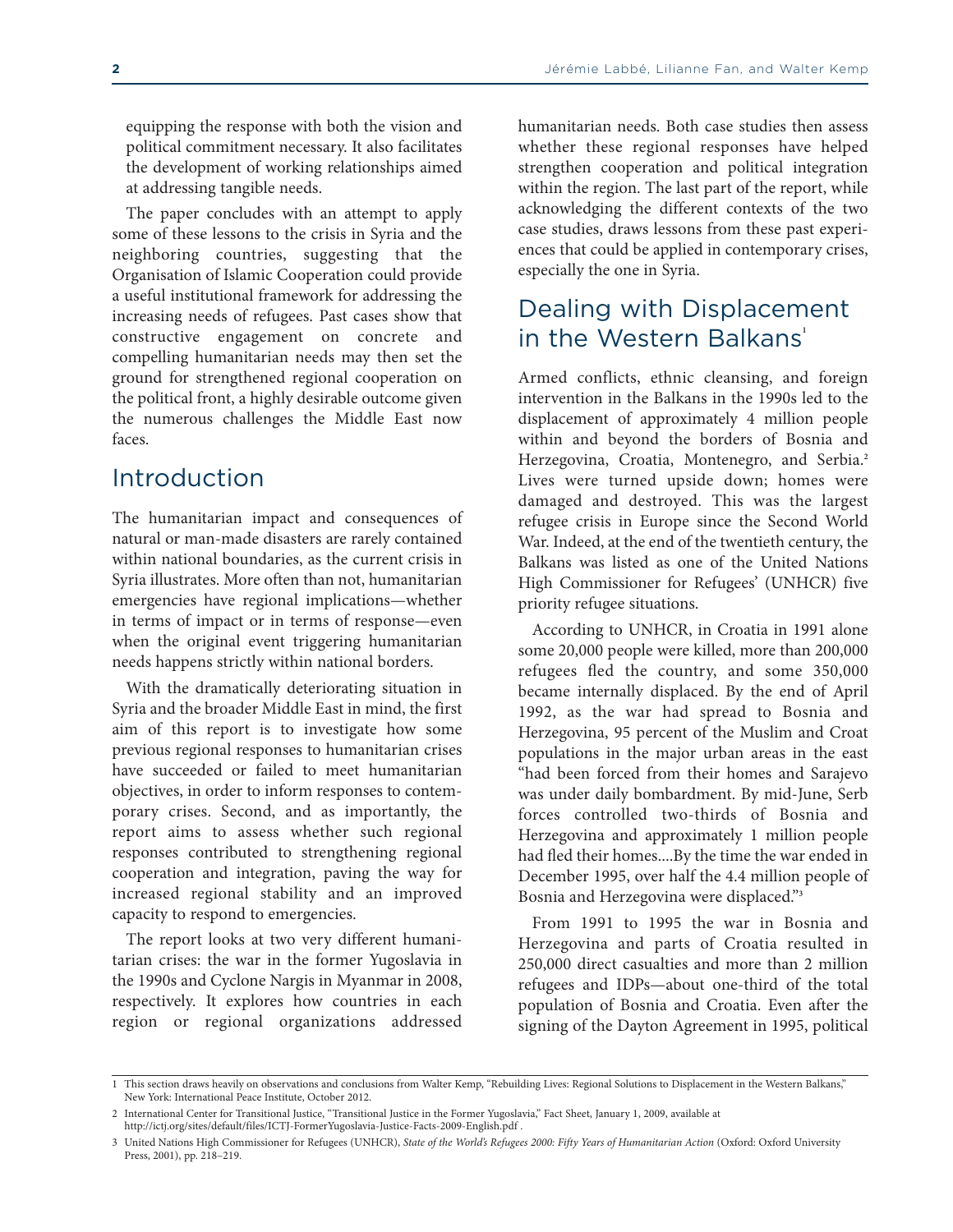equipping the response with both the vision and political commitment necessary. It also facilitates the development of working relationships aimed at addressing tangible needs.

The paper concludes with an attempt to apply some of these lessons to the crisis in Syria and the neighboring countries, suggesting that the Organisation of Islamic Cooperation could provide a useful institutional framework for addressing the increasing needs of refugees. Past cases show that constructive engagement on concrete and compelling humanitarian needs may then set the ground for strengthened regional cooperation on the political front, a highly desirable outcome given the numerous challenges the Middle East now faces.

## Introduction

The humanitarian impact and consequences of natural or man-made disasters are rarely contained within national boundaries, as the current crisis in Syria illustrates. More often than not, humanitarian emergencies have regional implications—whether in terms of impact or in terms of response—even when the original event triggering humanitarian needs happens strictly within national borders.

With the dramatically deteriorating situation in Syria and the broader Middle East in mind, the first aim of this report is to investigate how some previous regional responses to humanitarian crises have succeeded or failed to meet humanitarian objectives, in order to inform responses to contemporary crises. Second, and as importantly, the report aims to assess whether such regional responses contributed to strengthening regional cooperation and integration, paving the way for increased regional stability and an improved capacity to respond to emergencies.

The report looks at two very different humanitarian crises: the war in the former Yugoslavia in the 1990s and Cyclone Nargis in Myanmar in 2008, respectively. It explores how countries in each region or regional organizations addressed humanitarian needs. Both case studies then assess whether these regional responses have helped strengthen cooperation and political integration within the region. The last part of the report, while acknowledging the different contexts of the two case studies, draws lessons from these past experiences that could be applied in contemporary crises, especially the one in Syria.

## Dealing with Displacement in the Western Balkans[1]

Armed conflicts, ethnic cleansing, and foreign intervention in the Balkans in the 1990s led to the displacement of approximately 4 million people within and beyond the borders of Bosnia and Herzegovina, Croatia, Montenegro, and Serbia.[2] Lives were turned upside down; homes were damaged and destroyed. This was the largest refugee crisis in Europe since the Second World War. Indeed, at the end of the twentieth century, the Balkans was listed as one of the United Nations High Commissioner for Refugees' (UNHCR) five priority refugee situations.

According to UNHCR, in Croatia in 1991 alone some 20,000 people were killed, more than 200,000 refugees fled the country, and some 350,000 became internally displaced. By the end of April 1992, as the war had spread to Bosnia and Herzegovina, 95 percent of the Muslim and Croat populations in the major urban areas in the east "had been forced from their homes and Sarajevo was under daily bombardment. By mid-June, Serb forces controlled two-thirds of Bosnia and Herzegovina and approximately 1 million people had fled their homes....By the time the war ended in December 1995, over half the 4.4 million people of Bosnia and Herzegovina were displaced."[3]

From 1991 to 1995 the war in Bosnia and Herzegovina and parts of Croatia resulted in 250,000 direct casualties and more than 2 million refugees and IDPs—about one-third of the total population of Bosnia and Croatia. Even after the signing of the Dayton Agreement in 1995, political

---

1 This section draws heavily on observations and conclusions from Walter Kemp, "Rebuilding Lives: Regional Solutions to Displacement in the Western Balkans," New York: International Peace Institute, October 2012.

2 International Center for Transitional Justice, "Transitional Justice in the Former Yugoslavia," Fact Sheet, January 1, 2009, available at http://ictj.org/sites/default/files/ICTJ-FormerYugoslavia-Justice-Facts-2009-English.pdf .

3 United Nations High Commissioner for Refugees (UNHCR), *State of the World's Refugees 2000: Fifty Years of Humanitarian Action* (Oxford: Oxford University Press, 2001), pp. 218–219.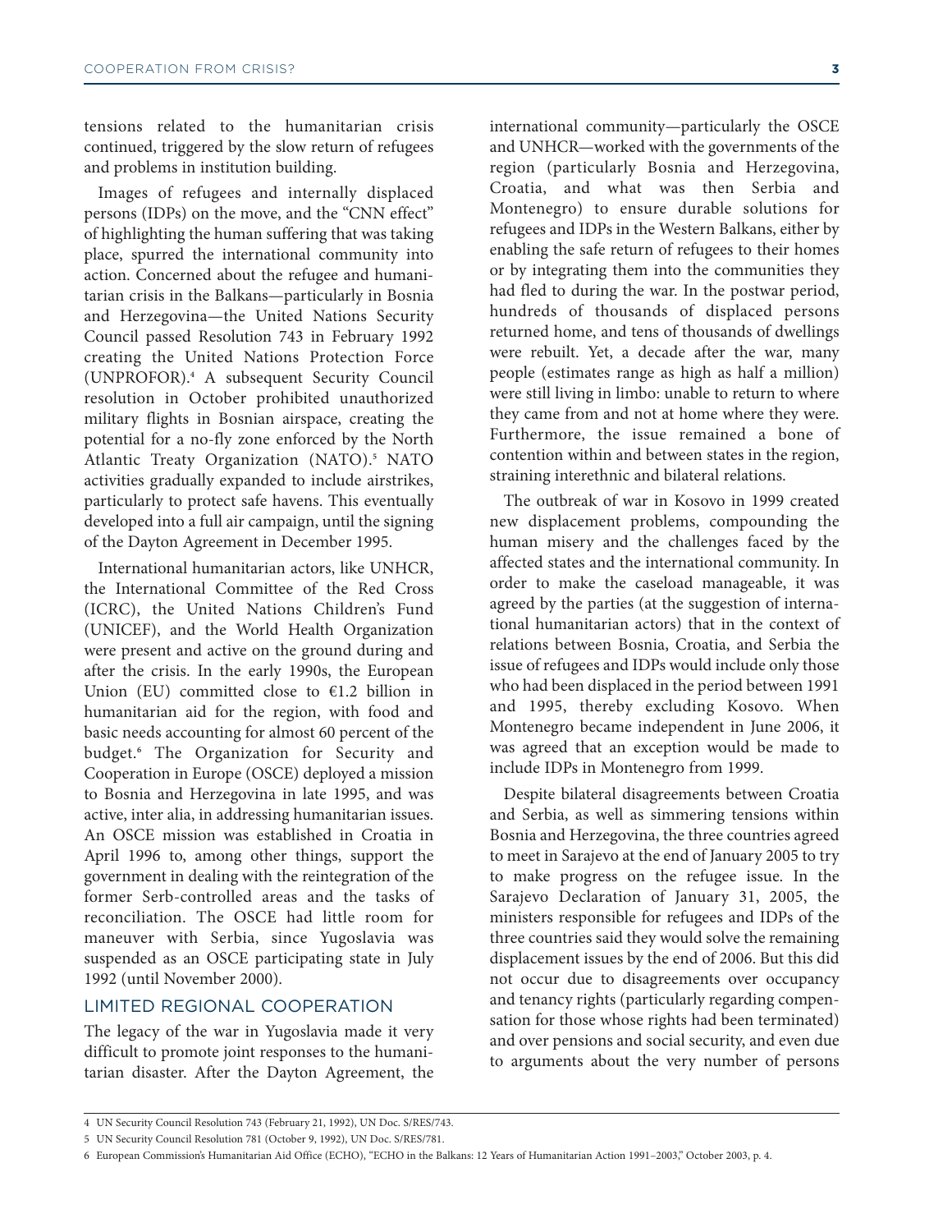tensions related to the humanitarian crisis continued, triggered by the slow return of refugees and problems in institution building.

Images of refugees and internally displaced persons (IDPs) on the move, and the "CNN effect" of highlighting the human suffering that was taking place, spurred the international community into action. Concerned about the refugee and humanitarian crisis in the Balkans—particularly in Bosnia and Herzegovina—the United Nations Security Council passed Resolution 743 in February 1992 creating the United Nations Protection Force (UNPROFOR).[4] A subsequent Security Council resolution in October prohibited unauthorized military flights in Bosnian airspace, creating the potential for a no-fly zone enforced by the North Atlantic Treaty Organization (NATO).[5] NATO activities gradually expanded to include airstrikes, particularly to protect safe havens. This eventually developed into a full air campaign, until the signing of the Dayton Agreement in December 1995.

International humanitarian actors, like UNHCR, the International Committee of the Red Cross (ICRC), the United Nations Children's Fund (UNICEF), and the World Health Organization were present and active on the ground during and after the crisis. In the early 1990s, the European Union (EU) committed close to €1.2 billion in humanitarian aid for the region, with food and basic needs accounting for almost 60 percent of the budget.[6] The Organization for Security and Cooperation in Europe (OSCE) deployed a mission to Bosnia and Herzegovina in late 1995, and was active, inter alia, in addressing humanitarian issues. An OSCE mission was established in Croatia in April 1996 to, among other things, support the government in dealing with the reintegration of the former Serb-controlled areas and the tasks of reconciliation. The OSCE had little room for maneuver with Serbia, since Yugoslavia was suspended as an OSCE participating state in July 1992 (until November 2000).

## LIMITED REGIONAL COOPERATION

The legacy of the war in Yugoslavia made it very difficult to promote joint responses to the humanitarian disaster. After the Dayton Agreement, the international community—particularly the OSCE and UNHCR—worked with the governments of the region (particularly Bosnia and Herzegovina, Croatia, and what was then Serbia and Montenegro) to ensure durable solutions for refugees and IDPs in the Western Balkans, either by enabling the safe return of refugees to their homes or by integrating them into the communities they had fled to during the war. In the postwar period, hundreds of thousands of displaced persons returned home, and tens of thousands of dwellings were rebuilt. Yet, a decade after the war, many people (estimates range as high as half a million) were still living in limbo: unable to return to where they came from and not at home where they were. Furthermore, the issue remained a bone of contention within and between states in the region, straining interethnic and bilateral relations.

The outbreak of war in Kosovo in 1999 created new displacement problems, compounding the human misery and the challenges faced by the affected states and the international community. In order to make the caseload manageable, it was agreed by the parties (at the suggestion of international humanitarian actors) that in the context of relations between Bosnia, Croatia, and Serbia the issue of refugees and IDPs would include only those who had been displaced in the period between 1991 and 1995, thereby excluding Kosovo. When Montenegro became independent in June 2006, it was agreed that an exception would be made to include IDPs in Montenegro from 1999.

Despite bilateral disagreements between Croatia and Serbia, as well as simmering tensions within Bosnia and Herzegovina, the three countries agreed to meet in Sarajevo at the end of January 2005 to try to make progress on the refugee issue. In the Sarajevo Declaration of January 31, 2005, the ministers responsible for refugees and IDPs of the three countries said they would solve the remaining displacement issues by the end of 2006. But this did not occur due to disagreements over occupancy and tenancy rights (particularly regarding compensation for those whose rights had been terminated) and over pensions and social security, and even due to arguments about the very number of persons

---

4 UN Security Council Resolution 743 (February 21, 1992), UN Doc. S/RES/743.

5 UN Security Council Resolution 781 (October 9, 1992), UN Doc. S/RES/781.

6 European Commission's Humanitarian Aid Office (ECHO), "ECHO in the Balkans: 12 Years of Humanitarian Action 1991–2003," October 2003, p. 4.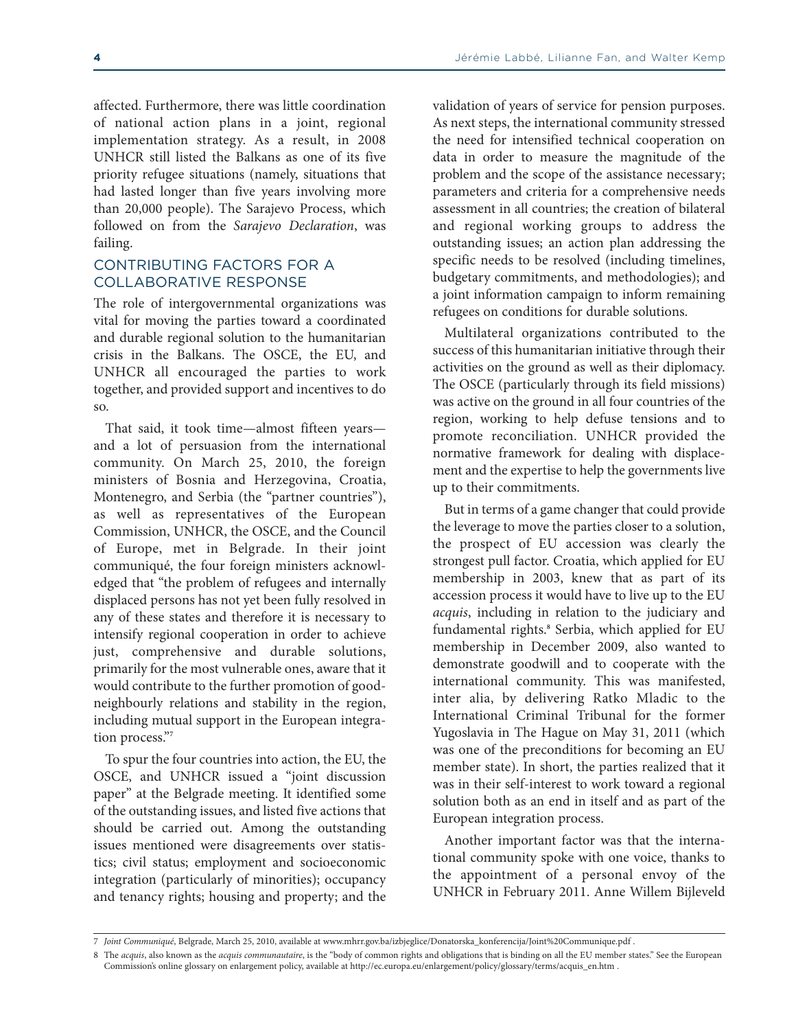affected. Furthermore, there was little coordination of national action plans in a joint, regional implementation strategy. As a result, in 2008 UNHCR still listed the Balkans as one of its five priority refugee situations (namely, situations that had lasted longer than five years involving more than 20,000 people). The Sarajevo Process, which followed on from the *Sarajevo Declaration*, was failing.

## CONTRIBUTING FACTORS FOR A COLLABORATIVE RESPONSE

The role of intergovernmental organizations was vital for moving the parties toward a coordinated and durable regional solution to the humanitarian crisis in the Balkans. The OSCE, the EU, and UNHCR all encouraged the parties to work together, and provided support and incentives to do so.

That said, it took time—almost fifteen years—and a lot of persuasion from the international community. On March 25, 2010, the foreign ministers of Bosnia and Herzegovina, Croatia, Montenegro, and Serbia (the "partner countries"), as well as representatives of the European Commission, UNHCR, the OSCE, and the Council of Europe, met in Belgrade. In their joint communiqué, the four foreign ministers acknowledged that "the problem of refugees and internally displaced persons has not yet been fully resolved in any of these states and therefore it is necessary to intensify regional cooperation in order to achieve just, comprehensive and durable solutions, primarily for the most vulnerable ones, aware that it would contribute to the further promotion of good-neighbourly relations and stability in the region, including mutual support in the European integration process."[7]

To spur the four countries into action, the EU, the OSCE, and UNHCR issued a "joint discussion paper" at the Belgrade meeting. It identified some of the outstanding issues, and listed five actions that should be carried out. Among the outstanding issues mentioned were disagreements over statistics; civil status; employment and socioeconomic integration (particularly of minorities); occupancy and tenancy rights; housing and property; and the validation of years of service for pension purposes. As next steps, the international community stressed the need for intensified technical cooperation on data in order to measure the magnitude of the problem and the scope of the assistance necessary; parameters and criteria for a comprehensive needs assessment in all countries; the creation of bilateral and regional working groups to address the outstanding issues; an action plan addressing the specific needs to be resolved (including timelines, budgetary commitments, and methodologies); and a joint information campaign to inform remaining refugees on conditions for durable solutions.

Multilateral organizations contributed to the success of this humanitarian initiative through their activities on the ground as well as their diplomacy. The OSCE (particularly through its field missions) was active on the ground in all four countries of the region, working to help defuse tensions and to promote reconciliation. UNHCR provided the normative framework for dealing with displacement and the expertise to help the governments live up to their commitments.

But in terms of a game changer that could provide the leverage to move the parties closer to a solution, the prospect of EU accession was clearly the strongest pull factor. Croatia, which applied for EU membership in 2003, knew that as part of its accession process it would have to live up to the EU *acquis*, including in relation to the judiciary and fundamental rights.[8] Serbia, which applied for EU membership in December 2009, also wanted to demonstrate goodwill and to cooperate with the international community. This was manifested, inter alia, by delivering Ratko Mladic to the International Criminal Tribunal for the former Yugoslavia in The Hague on May 31, 2011 (which was one of the preconditions for becoming an EU member state). In short, the parties realized that it was in their self-interest to work toward a regional solution both as an end in itself and as part of the European integration process.

Another important factor was that the international community spoke with one voice, thanks to the appointment of a personal envoy of the UNHCR in February 2011. Anne Willem Bijleveld

---

7 *Joint Communiqué*, Belgrade, March 25, 2010, available at www.mhrr.gov.ba/izbjeglice/Donatorska_konferencija/Joint%20Communique.pdf .

8 The *acquis*, also known as the *acquis communautaire*, is the "body of common rights and obligations that is binding on all the EU member states." See the European Commission's online glossary on enlargement policy, available at http://ec.europa.eu/enlargement/policy/glossary/terms/acquis_en.htm .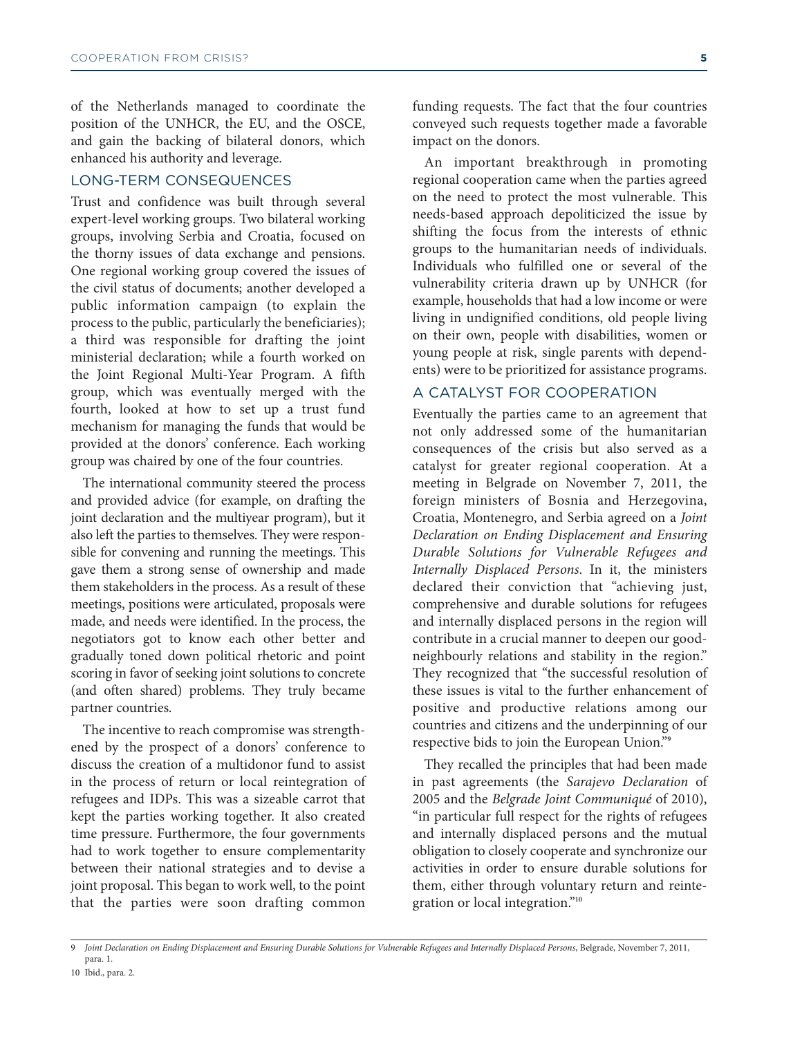of the Netherlands managed to coordinate the position of the UNHCR, the EU, and the OSCE, and gain the backing of bilateral donors, which enhanced his authority and leverage.

## LONG-TERM CONSEQUENCES

Trust and confidence was built through several expert-level working groups. Two bilateral working groups, involving Serbia and Croatia, focused on the thorny issues of data exchange and pensions. One regional working group covered the issues of the civil status of documents; another developed a public information campaign (to explain the process to the public, particularly the beneficiaries); a third was responsible for drafting the joint ministerial declaration; while a fourth worked on the Joint Regional Multi-Year Program. A fifth group, which was eventually merged with the fourth, looked at how to set up a trust fund mechanism for managing the funds that would be provided at the donors' conference. Each working group was chaired by one of the four countries.

The international community steered the process and provided advice (for example, on drafting the joint declaration and the multiyear program), but it also left the parties to themselves. They were responsible for convening and running the meetings. This gave them a strong sense of ownership and made them stakeholders in the process. As a result of these meetings, positions were articulated, proposals were made, and needs were identified. In the process, the negotiators got to know each other better and gradually toned down political rhetoric and point scoring in favor of seeking joint solutions to concrete (and often shared) problems. They truly became partner countries.

The incentive to reach compromise was strengthened by the prospect of a donors' conference to discuss the creation of a multidonor fund to assist in the process of return or local reintegration of refugees and IDPs. This was a sizeable carrot that kept the parties working together. It also created time pressure. Furthermore, the four governments had to work together to ensure complementarity between their national strategies and to devise a joint proposal. This began to work well, to the point that the parties were soon drafting common funding requests. The fact that the four countries conveyed such requests together made a favorable impact on the donors.

An important breakthrough in promoting regional cooperation came when the parties agreed on the need to protect the most vulnerable. This needs-based approach depoliticized the issue by shifting the focus from the interests of ethnic groups to the humanitarian needs of individuals. Individuals who fulfilled one or several of the vulnerability criteria drawn up by UNHCR (for example, households that had a low income or were living in undignified conditions, old people living on their own, people with disabilities, women or young people at risk, single parents with dependents) were to be prioritized for assistance programs.

## A CATALYST FOR COOPERATION

Eventually the parties came to an agreement that not only addressed some of the humanitarian consequences of the crisis but also served as a catalyst for greater regional cooperation. At a meeting in Belgrade on November 7, 2011, the foreign ministers of Bosnia and Herzegovina, Croatia, Montenegro, and Serbia agreed on a *Joint Declaration on Ending Displacement and Ensuring Durable Solutions for Vulnerable Refugees and Internally Displaced Persons*. In it, the ministers declared their conviction that "achieving just, comprehensive and durable solutions for refugees and internally displaced persons in the region will contribute in a crucial manner to deepen our good-neighbourly relations and stability in the region." They recognized that "the successful resolution of these issues is vital to the further enhancement of positive and productive relations among our countries and citizens and the underpinning of our respective bids to join the European Union."[9]

They recalled the principles that had been made in past agreements (the *Sarajevo Declaration* of 2005 and the *Belgrade Joint Communiqué* of 2010), "in particular full respect for the rights of refugees and internally displaced persons and the mutual obligation to closely cooperate and synchronize our activities in order to ensure durable solutions for them, either through voluntary return and reintegration or local integration."[10]

---

9 *Joint Declaration on Ending Displacement and Ensuring Durable Solutions for Vulnerable Refugees and Internally Displaced Persons*, Belgrade, November 7, 2011, para. 1.

10 Ibid., para. 2.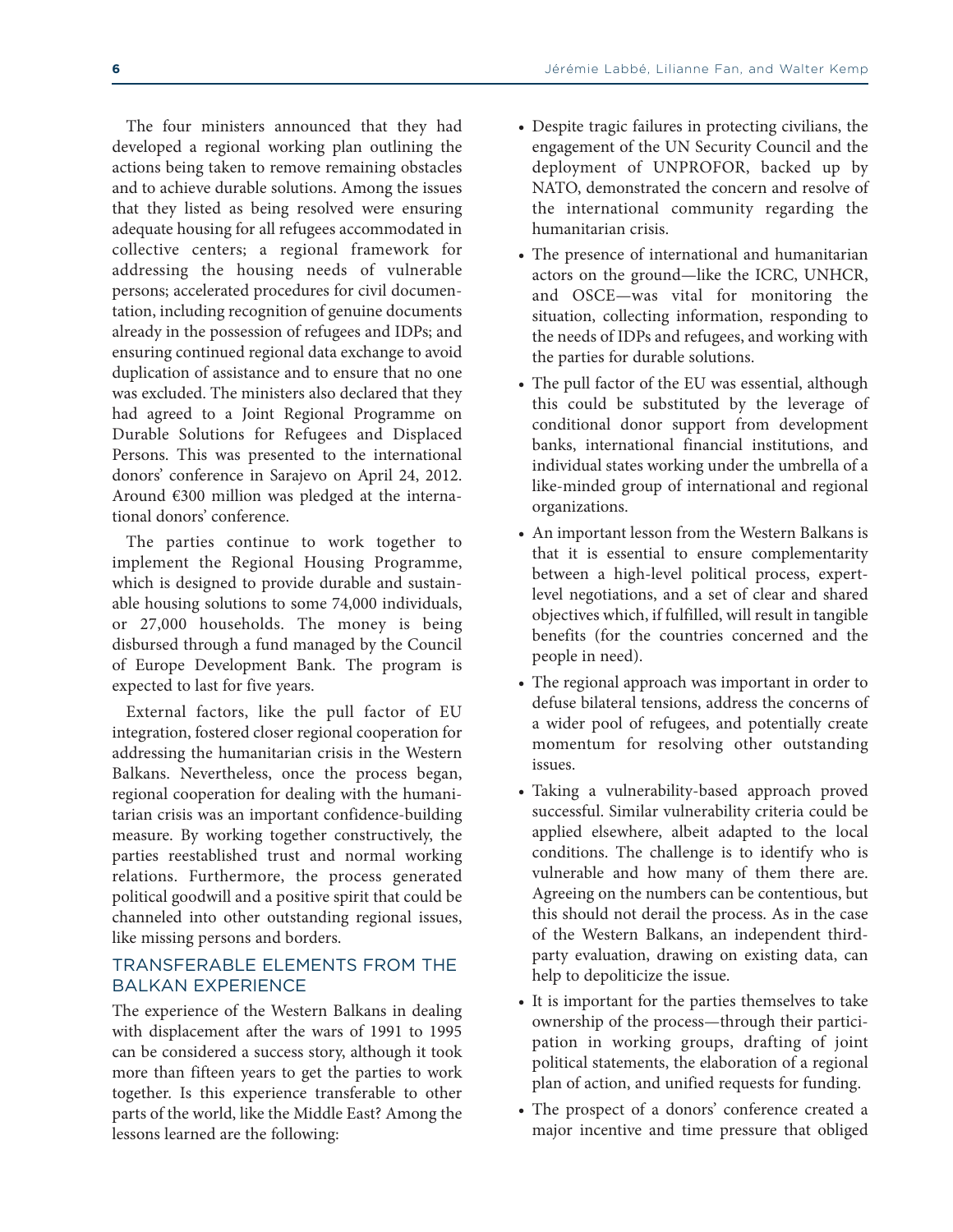The four ministers announced that they had developed a regional working plan outlining the actions being taken to remove remaining obstacles and to achieve durable solutions. Among the issues that they listed as being resolved were ensuring adequate housing for all refugees accommodated in collective centers; a regional framework for addressing the housing needs of vulnerable persons; accelerated procedures for civil documentation, including recognition of genuine documents already in the possession of refugees and IDPs; and ensuring continued regional data exchange to avoid duplication of assistance and to ensure that no one was excluded. The ministers also declared that they had agreed to a Joint Regional Programme on Durable Solutions for Refugees and Displaced Persons. This was presented to the international donors' conference in Sarajevo on April 24, 2012. Around €300 million was pledged at the international donors' conference.

The parties continue to work together to implement the Regional Housing Programme, which is designed to provide durable and sustainable housing solutions to some 74,000 individuals, or 27,000 households. The money is being disbursed through a fund managed by the Council of Europe Development Bank. The program is expected to last for five years.

External factors, like the pull factor of EU integration, fostered closer regional cooperation for addressing the humanitarian crisis in the Western Balkans. Nevertheless, once the process began, regional cooperation for dealing with the humanitarian crisis was an important confidence-building measure. By working together constructively, the parties reestablished trust and normal working relations. Furthermore, the process generated political goodwill and a positive spirit that could be channeled into other outstanding regional issues, like missing persons and borders.

## TRANSFERABLE ELEMENTS FROM THE BALKAN EXPERIENCE

The experience of the Western Balkans in dealing with displacement after the wars of 1991 to 1995 can be considered a success story, although it took more than fifteen years to get the parties to work together. Is this experience transferable to other parts of the world, like the Middle East? Among the lessons learned are the following:

- Despite tragic failures in protecting civilians, the engagement of the UN Security Council and the deployment of UNPROFOR, backed up by NATO, demonstrated the concern and resolve of the international community regarding the humanitarian crisis.
- The presence of international and humanitarian actors on the ground—like the ICRC, UNHCR, and OSCE—was vital for monitoring the situation, collecting information, responding to the needs of IDPs and refugees, and working with the parties for durable solutions.
- The pull factor of the EU was essential, although this could be substituted by the leverage of conditional donor support from development banks, international financial institutions, and individual states working under the umbrella of a like-minded group of international and regional organizations.
- An important lesson from the Western Balkans is that it is essential to ensure complementarity between a high-level political process, expert-level negotiations, and a set of clear and shared objectives which, if fulfilled, will result in tangible benefits (for the countries concerned and the people in need).
- The regional approach was important in order to defuse bilateral tensions, address the concerns of a wider pool of refugees, and potentially create momentum for resolving other outstanding issues.
- Taking a vulnerability-based approach proved successful. Similar vulnerability criteria could be applied elsewhere, albeit adapted to the local conditions. The challenge is to identify who is vulnerable and how many of them there are. Agreeing on the numbers can be contentious, but this should not derail the process. As in the case of the Western Balkans, an independent third-party evaluation, drawing on existing data, can help to depoliticize the issue.
- It is important for the parties themselves to take ownership of the process—through their participation in working groups, drafting of joint political statements, the elaboration of a regional plan of action, and unified requests for funding.
- The prospect of a donors' conference created a major incentive and time pressure that obliged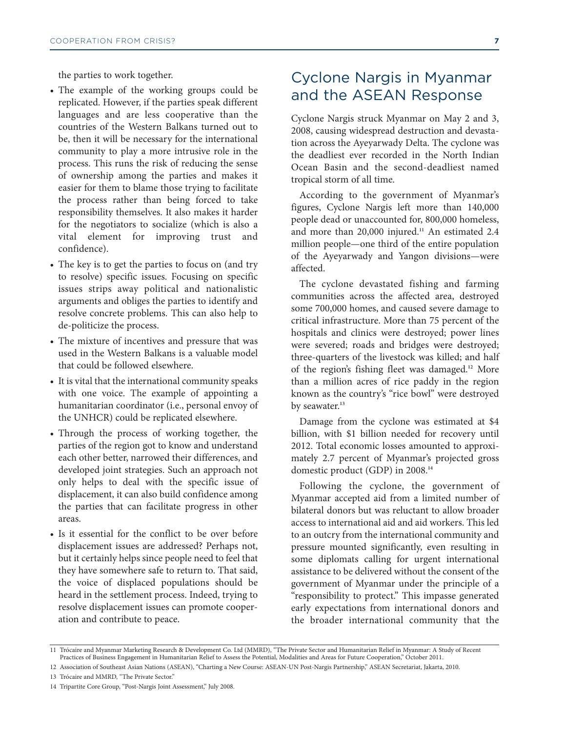the parties to work together.

- The example of the working groups could be replicated. However, if the parties speak different languages and are less cooperative than the countries of the Western Balkans turned out to be, then it will be necessary for the international community to play a more intrusive role in the process. This runs the risk of reducing the sense of ownership among the parties and makes it easier for them to blame those trying to facilitate the process rather than being forced to take responsibility themselves. It also makes it harder for the negotiators to socialize (which is also a vital element for improving trust and confidence).
- The key is to get the parties to focus on (and try to resolve) specific issues. Focusing on specific issues strips away political and nationalistic arguments and obliges the parties to identify and resolve concrete problems. This can also help to de-politicize the process.
- The mixture of incentives and pressure that was used in the Western Balkans is a valuable model that could be followed elsewhere.
- It is vital that the international community speaks with one voice. The example of appointing a humanitarian coordinator (i.e., personal envoy of the UNHCR) could be replicated elsewhere.
- Through the process of working together, the parties of the region got to know and understand each other better, narrowed their differences, and developed joint strategies. Such an approach not only helps to deal with the specific issue of displacement, it can also build confidence among the parties that can facilitate progress in other areas.
- Is it essential for the conflict to be over before displacement issues are addressed? Perhaps not, but it certainly helps since people need to feel that they have somewhere safe to return to. That said, the voice of displaced populations should be heard in the settlement process. Indeed, trying to resolve displacement issues can promote cooperation and contribute to peace.

## Cyclone Nargis in Myanmar and the ASEAN Response

Cyclone Nargis struck Myanmar on May 2 and 3, 2008, causing widespread destruction and devastation across the Ayeyarwady Delta. The cyclone was the deadliest ever recorded in the North Indian Ocean Basin and the second-deadliest named tropical storm of all time.

According to the government of Myanmar's figures, Cyclone Nargis left more than 140,000 people dead or unaccounted for, 800,000 homeless, and more than 20,000 injured.[11] An estimated 2.4 million people—one third of the entire population of the Ayeyarwady and Yangon divisions—were affected.

The cyclone devastated fishing and farming communities across the affected area, destroyed some 700,000 homes, and caused severe damage to critical infrastructure. More than 75 percent of the hospitals and clinics were destroyed; power lines were severed; roads and bridges were destroyed; three-quarters of the livestock was killed; and half of the region's fishing fleet was damaged.[12] More than a million acres of rice paddy in the region known as the country's "rice bowl" were destroyed by seawater.[13]

Damage from the cyclone was estimated at $4 billion, with $1 billion needed for recovery until 2012. Total economic losses amounted to approximately 2.7 percent of Myanmar's projected gross domestic product (GDP) in 2008.[14]

Following the cyclone, the government of Myanmar accepted aid from a limited number of bilateral donors but was reluctant to allow broader access to international aid and aid workers. This led to an outcry from the international community and pressure mounted significantly, even resulting in some diplomats calling for urgent international assistance to be delivered without the consent of the government of Myanmar under the principle of a "responsibility to protect." This impasse generated early expectations from international donors and the broader international community that the

---

11 Trócaire and Myanmar Marketing Research & Development Co. Ltd (MMRD), "The Private Sector and Humanitarian Relief in Myanmar: A Study of Recent Practices of Business Engagement in Humanitarian Relief to Assess the Potential, Modalities and Areas for Future Cooperation," October 2011.

12 Association of Southeast Asian Nations (ASEAN), "Charting a New Course: ASEAN-UN Post-Nargis Partnership," ASEAN Secretariat, Jakarta, 2010.

13 Trócaire and MMRD, "The Private Sector."

14 Tripartite Core Group, "Post-Nargis Joint Assessment," July 2008.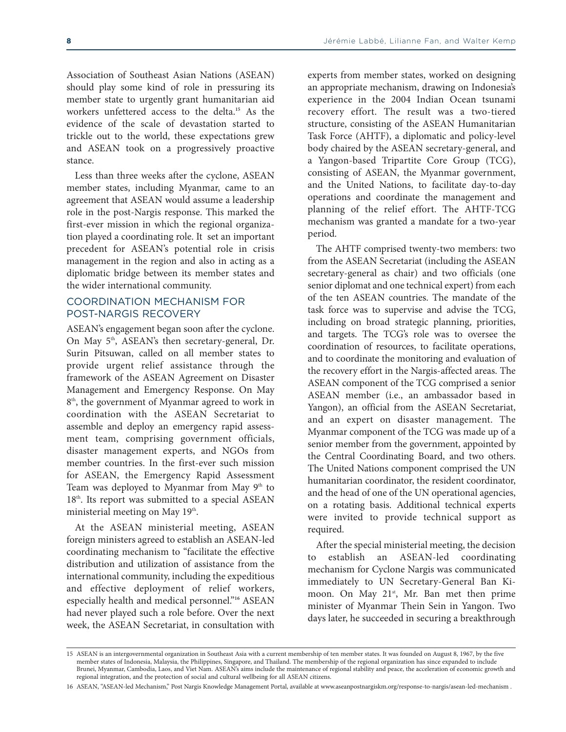Association of Southeast Asian Nations (ASEAN) should play some kind of role in pressuring its member state to urgently grant humanitarian aid workers unfettered access to the delta.[15] As the evidence of the scale of devastation started to trickle out to the world, these expectations grew and ASEAN took on a progressively proactive stance.

Less than three weeks after the cyclone, ASEAN member states, including Myanmar, came to an agreement that ASEAN would assume a leadership role in the post-Nargis response. This marked the first-ever mission in which the regional organization played a coordinating role. It set an important precedent for ASEAN's potential role in crisis management in the region and also in acting as a diplomatic bridge between its member states and the wider international community.

## COORDINATION MECHANISM FOR POST-NARGIS RECOVERY

ASEAN's engagement began soon after the cyclone. On May 5th, ASEAN's then secretary-general, Dr. Surin Pitsuwan, called on all member states to provide urgent relief assistance through the framework of the ASEAN Agreement on Disaster Management and Emergency Response. On May 8th, the government of Myanmar agreed to work in coordination with the ASEAN Secretariat to assemble and deploy an emergency rapid assessment team, comprising government officials, disaster management experts, and NGOs from member countries. In the first-ever such mission for ASEAN, the Emergency Rapid Assessment Team was deployed to Myanmar from May 9th to 18th. Its report was submitted to a special ASEAN ministerial meeting on May 19th.

At the ASEAN ministerial meeting, ASEAN foreign ministers agreed to establish an ASEAN-led coordinating mechanism to "facilitate the effective distribution and utilization of assistance from the international community, including the expeditious and effective deployment of relief workers, especially health and medical personnel."[16] ASEAN had never played such a role before. Over the next week, the ASEAN Secretariat, in consultation with experts from member states, worked on designing an appropriate mechanism, drawing on Indonesia's experience in the 2004 Indian Ocean tsunami recovery effort. The result was a two-tiered structure, consisting of the ASEAN Humanitarian Task Force (AHTF), a diplomatic and policy-level body chaired by the ASEAN secretary-general, and a Yangon-based Tripartite Core Group (TCG), consisting of ASEAN, the Myanmar government, and the United Nations, to facilitate day-to-day operations and coordinate the management and planning of the relief effort. The AHTF-TCG mechanism was granted a mandate for a two-year period.

The AHTF comprised twenty-two members: two from the ASEAN Secretariat (including the ASEAN secretary-general as chair) and two officials (one senior diplomat and one technical expert) from each of the ten ASEAN countries. The mandate of the task force was to supervise and advise the TCG, including on broad strategic planning, priorities, and targets. The TCG's role was to oversee the coordination of resources, to facilitate operations, and to coordinate the monitoring and evaluation of the recovery effort in the Nargis-affected areas. The ASEAN component of the TCG comprised a senior ASEAN member (i.e., an ambassador based in Yangon), an official from the ASEAN Secretariat, and an expert on disaster management. The Myanmar component of the TCG was made up of a senior member from the government, appointed by the Central Coordinating Board, and two others. The United Nations component comprised the UN humanitarian coordinator, the resident coordinator, and the head of one of the UN operational agencies, on a rotating basis. Additional technical experts were invited to provide technical support as required.

After the special ministerial meeting, the decision to establish an ASEAN-led coordinating mechanism for Cyclone Nargis was communicated immediately to UN Secretary-General Ban Ki-moon. On May 21st, Mr. Ban met then prime minister of Myanmar Thein Sein in Yangon. Two days later, he succeeded in securing a breakthrough

---

15 ASEAN is an intergovernmental organization in Southeast Asia with a current membership of ten member states. It was founded on August 8, 1967, by the five member states of Indonesia, Malaysia, the Philippines, Singapore, and Thailand. The membership of the regional organization has since expanded to include Brunei, Myanmar, Cambodia, Laos, and Viet Nam. ASEAN's aims include the maintenance of regional stability and peace, the acceleration of economic growth and regional integration, and the protection of social and cultural wellbeing for all ASEAN citizens.

16 ASEAN, "ASEAN-led Mechanism," Post Nargis Knowledge Management Portal, available at www.aseanpostnargiskm.org/response-to-nargis/asean-led-mechanism .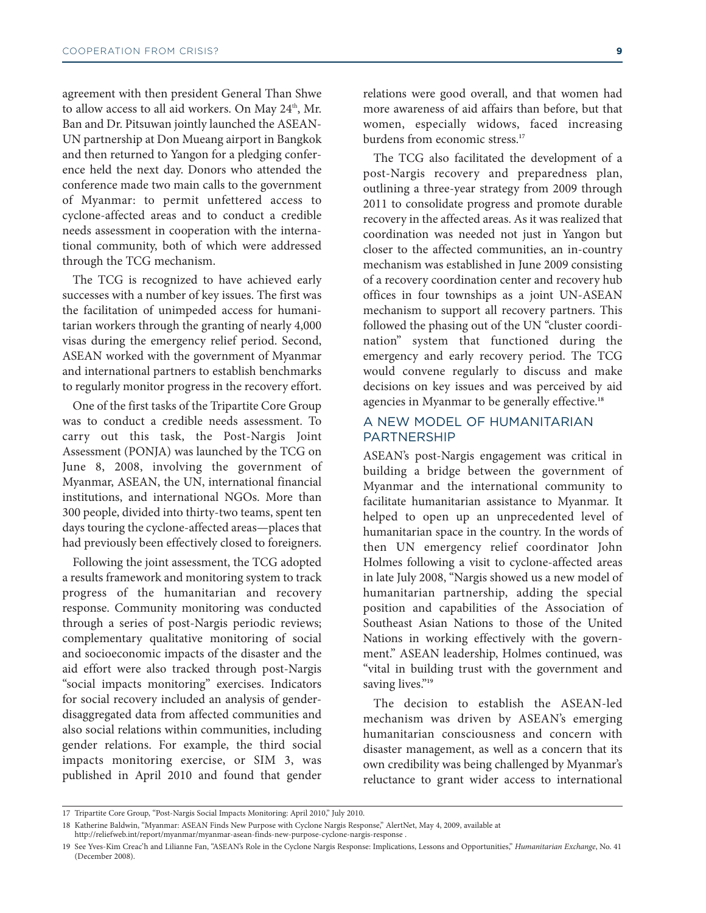agreement with then president General Than Shwe to allow access to all aid workers. On May 24th, Mr. Ban and Dr. Pitsuwan jointly launched the ASEAN-UN partnership at Don Mueang airport in Bangkok and then returned to Yangon for a pledging conference held the next day. Donors who attended the conference made two main calls to the government of Myanmar: to permit unfettered access to cyclone-affected areas and to conduct a credible needs assessment in cooperation with the international community, both of which were addressed through the TCG mechanism.

The TCG is recognized to have achieved early successes with a number of key issues. The first was the facilitation of unimpeded access for humanitarian workers through the granting of nearly 4,000 visas during the emergency relief period. Second, ASEAN worked with the government of Myanmar and international partners to establish benchmarks to regularly monitor progress in the recovery effort.

One of the first tasks of the Tripartite Core Group was to conduct a credible needs assessment. To carry out this task, the Post-Nargis Joint Assessment (PONJA) was launched by the TCG on June 8, 2008, involving the government of Myanmar, ASEAN, the UN, international financial institutions, and international NGOs. More than 300 people, divided into thirty-two teams, spent ten days touring the cyclone-affected areas—places that had previously been effectively closed to foreigners.

Following the joint assessment, the TCG adopted a results framework and monitoring system to track progress of the humanitarian and recovery response. Community monitoring was conducted through a series of post-Nargis periodic reviews; complementary qualitative monitoring of social and socioeconomic impacts of the disaster and the aid effort were also tracked through post-Nargis "social impacts monitoring" exercises. Indicators for social recovery included an analysis of gender-disaggregated data from affected communities and also social relations within communities, including gender relations. For example, the third social impacts monitoring exercise, or SIM 3, was published in April 2010 and found that gender relations were good overall, and that women had more awareness of aid affairs than before, but that women, especially widows, faced increasing burdens from economic stress.[17]

The TCG also facilitated the development of a post-Nargis recovery and preparedness plan, outlining a three-year strategy from 2009 through 2011 to consolidate progress and promote durable recovery in the affected areas. As it was realized that coordination was needed not just in Yangon but closer to the affected communities, an in-country mechanism was established in June 2009 consisting of a recovery coordination center and recovery hub offices in four townships as a joint UN-ASEAN mechanism to support all recovery partners. This followed the phasing out of the UN "cluster coordination" system that functioned during the emergency and early recovery period. The TCG would convene regularly to discuss and make decisions on key issues and was perceived by aid agencies in Myanmar to be generally effective.[18]

## A NEW MODEL OF HUMANITARIAN PARTNERSHIP

ASEAN's post-Nargis engagement was critical in building a bridge between the government of Myanmar and the international community to facilitate humanitarian assistance to Myanmar. It helped to open up an unprecedented level of humanitarian space in the country. In the words of then UN emergency relief coordinator John Holmes following a visit to cyclone-affected areas in late July 2008, "Nargis showed us a new model of humanitarian partnership, adding the special position and capabilities of the Association of Southeast Asian Nations to those of the United Nations in working effectively with the government." ASEAN leadership, Holmes continued, was "vital in building trust with the government and saving lives."[19]

The decision to establish the ASEAN-led mechanism was driven by ASEAN's emerging humanitarian consciousness and concern with disaster management, as well as a concern that its own credibility was being challenged by Myanmar's reluctance to grant wider access to international

17 Tripartite Core Group, "Post-Nargis Social Impacts Monitoring: April 2010," July 2010.

18 Katherine Baldwin, "Myanmar: ASEAN Finds New Purpose with Cyclone Nargis Response," AlertNet, May 4, 2009, available at http://reliefweb.int/report/myanmar/myanmar-asean-finds-new-purpose-cyclone-nargis-response .

19 See Yves-Kim Creac'h and Lilianne Fan, "ASEAN's Role in the Cyclone Nargis Response: Implications, Lessons and Opportunities," *Humanitarian Exchange*, No. 41 (December 2008).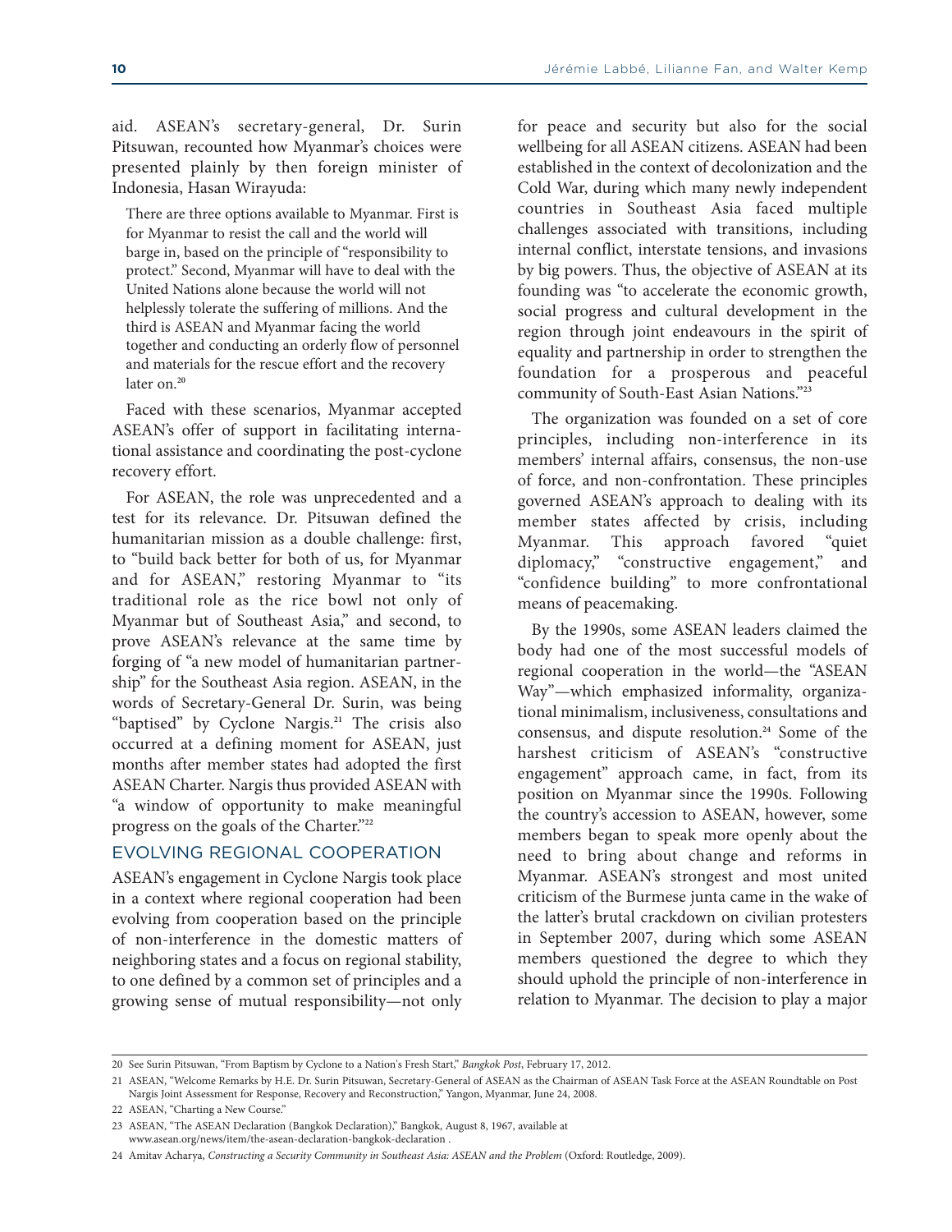aid. ASEAN's secretary-general, Dr. Surin Pitsuwan, recounted how Myanmar's choices were presented plainly by then foreign minister of Indonesia, Hasan Wirayuda:

> There are three options available to Myanmar. First is for Myanmar to resist the call and the world will barge in, based on the principle of "responsibility to protect." Second, Myanmar will have to deal with the United Nations alone because the world will not helplessly tolerate the suffering of millions. And the third is ASEAN and Myanmar facing the world together and conducting an orderly flow of personnel and materials for the rescue effort and the recovery later on.[20]

Faced with these scenarios, Myanmar accepted ASEAN's offer of support in facilitating international assistance and coordinating the post-cyclone recovery effort.

For ASEAN, the role was unprecedented and a test for its relevance. Dr. Pitsuwan defined the humanitarian mission as a double challenge: first, to "build back better for both of us, for Myanmar and for ASEAN," restoring Myanmar to "its traditional role as the rice bowl not only of Myanmar but of Southeast Asia," and second, to prove ASEAN's relevance at the same time by forging of "a new model of humanitarian partnership" for the Southeast Asia region. ASEAN, in the words of Secretary-General Dr. Surin, was being "baptised" by Cyclone Nargis.[21] The crisis also occurred at a defining moment for ASEAN, just months after member states had adopted the first ASEAN Charter. Nargis thus provided ASEAN with "a window of opportunity to make meaningful progress on the goals of the Charter."[22]

## EVOLVING REGIONAL COOPERATION

ASEAN's engagement in Cyclone Nargis took place in a context where regional cooperation had been evolving from cooperation based on the principle of non-interference in the domestic matters of neighboring states and a focus on regional stability, to one defined by a common set of principles and a growing sense of mutual responsibility—not only for peace and security but also for the social wellbeing for all ASEAN citizens. ASEAN had been established in the context of decolonization and the Cold War, during which many newly independent countries in Southeast Asia faced multiple challenges associated with transitions, including internal conflict, interstate tensions, and invasions by big powers. Thus, the objective of ASEAN at its founding was "to accelerate the economic growth, social progress and cultural development in the region through joint endeavours in the spirit of equality and partnership in order to strengthen the foundation for a prosperous and peaceful community of South-East Asian Nations."[23]

The organization was founded on a set of core principles, including non-interference in its members' internal affairs, consensus, the non-use of force, and non-confrontation. These principles governed ASEAN's approach to dealing with its member states affected by crisis, including Myanmar. This approach favored "quiet diplomacy," "constructive engagement," and "confidence building" to more confrontational means of peacemaking.

By the 1990s, some ASEAN leaders claimed the body had one of the most successful models of regional cooperation in the world—the "ASEAN Way"—which emphasized informality, organizational minimalism, inclusiveness, consultations and consensus, and dispute resolution.[24] Some of the harshest criticism of ASEAN's "constructive engagement" approach came, in fact, from its position on Myanmar since the 1990s. Following the country's accession to ASEAN, however, some members began to speak more openly about the need to bring about change and reforms in Myanmar. ASEAN's strongest and most united criticism of the Burmese junta came in the wake of the latter's brutal crackdown on civilian protesters in September 2007, during which some ASEAN members questioned the degree to which they should uphold the principle of non-interference in relation to Myanmar. The decision to play a major

---

20 See Surin Pitsuwan, "From Baptism by Cyclone to a Nation's Fresh Start," *Bangkok Post*, February 17, 2012.

21 ASEAN, "Welcome Remarks by H.E. Dr. Surin Pitsuwan, Secretary-General of ASEAN as the Chairman of ASEAN Task Force at the ASEAN Roundtable on Post Nargis Joint Assessment for Response, Recovery and Reconstruction," Yangon, Myanmar, June 24, 2008.

22 ASEAN, "Charting a New Course."

23 ASEAN, "The ASEAN Declaration (Bangkok Declaration)," Bangkok, August 8, 1967, available at www.asean.org/news/item/the-asean-declaration-bangkok-declaration .

24 Amitav Acharya, *Constructing a Security Community in Southeast Asia: ASEAN and the Problem* (Oxford: Routledge, 2009).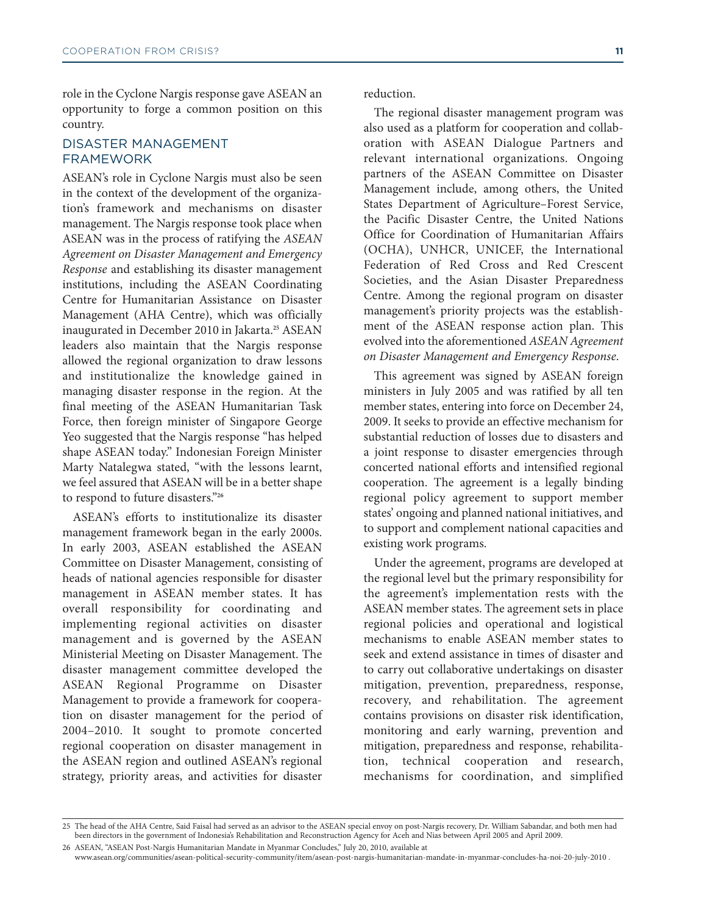role in the Cyclone Nargis response gave ASEAN an opportunity to forge a common position on this country.

## DISASTER MANAGEMENT FRAMEWORK

ASEAN's role in Cyclone Nargis must also be seen in the context of the development of the organization's framework and mechanisms on disaster management. The Nargis response took place when ASEAN was in the process of ratifying the *ASEAN Agreement on Disaster Management and Emergency Response* and establishing its disaster management institutions, including the ASEAN Coordinating Centre for Humanitarian Assistance on Disaster Management (AHA Centre), which was officially inaugurated in December 2010 in Jakarta.[25] ASEAN leaders also maintain that the Nargis response allowed the regional organization to draw lessons and institutionalize the knowledge gained in managing disaster response in the region. At the final meeting of the ASEAN Humanitarian Task Force, then foreign minister of Singapore George Yeo suggested that the Nargis response "has helped shape ASEAN today." Indonesian Foreign Minister Marty Natalegwa stated, "with the lessons learnt, we feel assured that ASEAN will be in a better shape to respond to future disasters."[26]

ASEAN's efforts to institutionalize its disaster management framework began in the early 2000s. In early 2003, ASEAN established the ASEAN Committee on Disaster Management, consisting of heads of national agencies responsible for disaster management in ASEAN member states. It has overall responsibility for coordinating and implementing regional activities on disaster management and is governed by the ASEAN Ministerial Meeting on Disaster Management. The disaster management committee developed the ASEAN Regional Programme on Disaster Management to provide a framework for cooperation on disaster management for the period of 2004–2010. It sought to promote concerted regional cooperation on disaster management in the ASEAN region and outlined ASEAN's regional strategy, priority areas, and activities for disaster reduction.

The regional disaster management program was also used as a platform for cooperation and collaboration with ASEAN Dialogue Partners and relevant international organizations. Ongoing partners of the ASEAN Committee on Disaster Management include, among others, the United States Department of Agriculture–Forest Service, the Pacific Disaster Centre, the United Nations Office for Coordination of Humanitarian Affairs (OCHA), UNHCR, UNICEF, the International Federation of Red Cross and Red Crescent Societies, and the Asian Disaster Preparedness Centre. Among the regional program on disaster management's priority projects was the establishment of the ASEAN response action plan. This evolved into the aforementioned *ASEAN Agreement on Disaster Management and Emergency Response*.

This agreement was signed by ASEAN foreign ministers in July 2005 and was ratified by all ten member states, entering into force on December 24, 2009. It seeks to provide an effective mechanism for substantial reduction of losses due to disasters and a joint response to disaster emergencies through concerted national efforts and intensified regional cooperation. The agreement is a legally binding regional policy agreement to support member states' ongoing and planned national initiatives, and to support and complement national capacities and existing work programs.

Under the agreement, programs are developed at the regional level but the primary responsibility for the agreement's implementation rests with the ASEAN member states. The agreement sets in place regional policies and operational and logistical mechanisms to enable ASEAN member states to seek and extend assistance in times of disaster and to carry out collaborative undertakings on disaster mitigation, prevention, preparedness, response, recovery, and rehabilitation. The agreement contains provisions on disaster risk identification, monitoring and early warning, prevention and mitigation, preparedness and response, rehabilitation, technical cooperation and research, mechanisms for coordination, and simplified

---

25 The head of the AHA Centre, Said Faisal had served as an advisor to the ASEAN special envoy on post-Nargis recovery, Dr. William Sabandar, and both men had been directors in the government of Indonesia's Rehabilitation and Reconstruction Agency for Aceh and Nias between April 2005 and April 2009.

26 ASEAN, "ASEAN Post-Nargis Humanitarian Mandate in Myanmar Concludes," July 20, 2010, available at www.asean.org/communities/asean-political-security-community/item/asean-post-nargis-humanitarian-mandate-in-myanmar-concludes-ha-noi-20-july-2010 .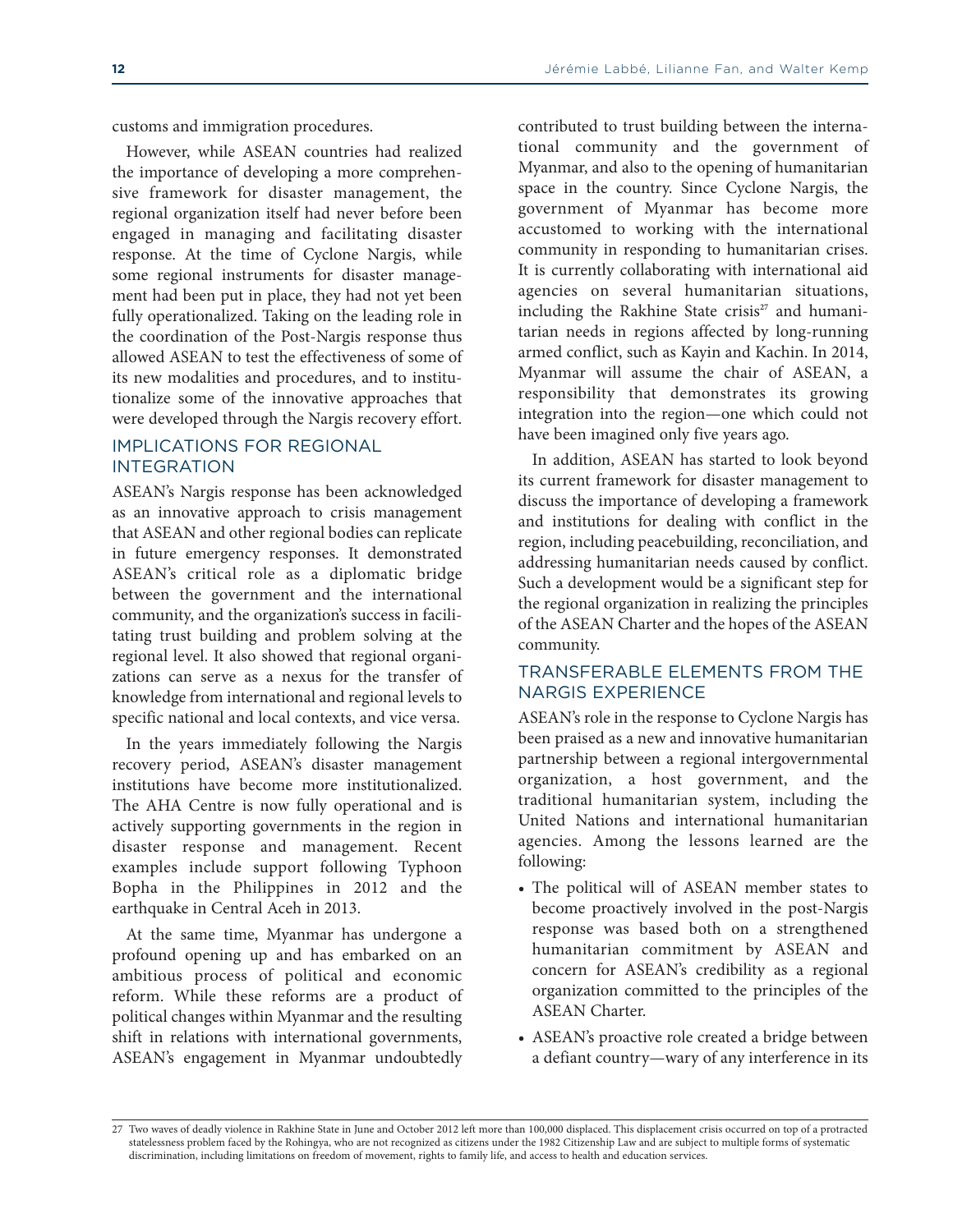customs and immigration procedures.

However, while ASEAN countries had realized the importance of developing a more comprehensive framework for disaster management, the regional organization itself had never before been engaged in managing and facilitating disaster response. At the time of Cyclone Nargis, while some regional instruments for disaster management had been put in place, they had not yet been fully operationalized. Taking on the leading role in the coordination of the Post-Nargis response thus allowed ASEAN to test the effectiveness of some of its new modalities and procedures, and to institutionalize some of the innovative approaches that were developed through the Nargis recovery effort.

## IMPLICATIONS FOR REGIONAL INTEGRATION

ASEAN's Nargis response has been acknowledged as an innovative approach to crisis management that ASEAN and other regional bodies can replicate in future emergency responses. It demonstrated ASEAN's critical role as a diplomatic bridge between the government and the international community, and the organization's success in facilitating trust building and problem solving at the regional level. It also showed that regional organizations can serve as a nexus for the transfer of knowledge from international and regional levels to specific national and local contexts, and vice versa.

In the years immediately following the Nargis recovery period, ASEAN's disaster management institutions have become more institutionalized. The AHA Centre is now fully operational and is actively supporting governments in the region in disaster response and management. Recent examples include support following Typhoon Bopha in the Philippines in 2012 and the earthquake in Central Aceh in 2013.

At the same time, Myanmar has undergone a profound opening up and has embarked on an ambitious process of political and economic reform. While these reforms are a product of political changes within Myanmar and the resulting shift in relations with international governments, ASEAN's engagement in Myanmar undoubtedly contributed to trust building between the international community and the government of Myanmar, and also to the opening of humanitarian space in the country. Since Cyclone Nargis, the government of Myanmar has become more accustomed to working with the international community in responding to humanitarian crises. It is currently collaborating with international aid agencies on several humanitarian situations, including the Rakhine State crisis[27] and humanitarian needs in regions affected by long-running armed conflict, such as Kayin and Kachin. In 2014, Myanmar will assume the chair of ASEAN, a responsibility that demonstrates its growing integration into the region—one which could not have been imagined only five years ago.

In addition, ASEAN has started to look beyond its current framework for disaster management to discuss the importance of developing a framework and institutions for dealing with conflict in the region, including peacebuilding, reconciliation, and addressing humanitarian needs caused by conflict. Such a development would be a significant step for the regional organization in realizing the principles of the ASEAN Charter and the hopes of the ASEAN community.

## TRANSFERABLE ELEMENTS FROM THE NARGIS EXPERIENCE

ASEAN's role in the response to Cyclone Nargis has been praised as a new and innovative humanitarian partnership between a regional intergovernmental organization, a host government, and the traditional humanitarian system, including the United Nations and international humanitarian agencies. Among the lessons learned are the following:

- The political will of ASEAN member states to become proactively involved in the post-Nargis response was based both on a strengthened humanitarian commitment by ASEAN and concern for ASEAN's credibility as a regional organization committed to the principles of the ASEAN Charter.
- ASEAN's proactive role created a bridge between a defiant country—wary of any interference in its

27 Two waves of deadly violence in Rakhine State in June and October 2012 left more than 100,000 displaced. This displacement crisis occurred on top of a protracted statelessness problem faced by the Rohingya, who are not recognized as citizens under the 1982 Citizenship Law and are subject to multiple forms of systematic discrimination, including limitations on freedom of movement, rights to family life, and access to health and education services.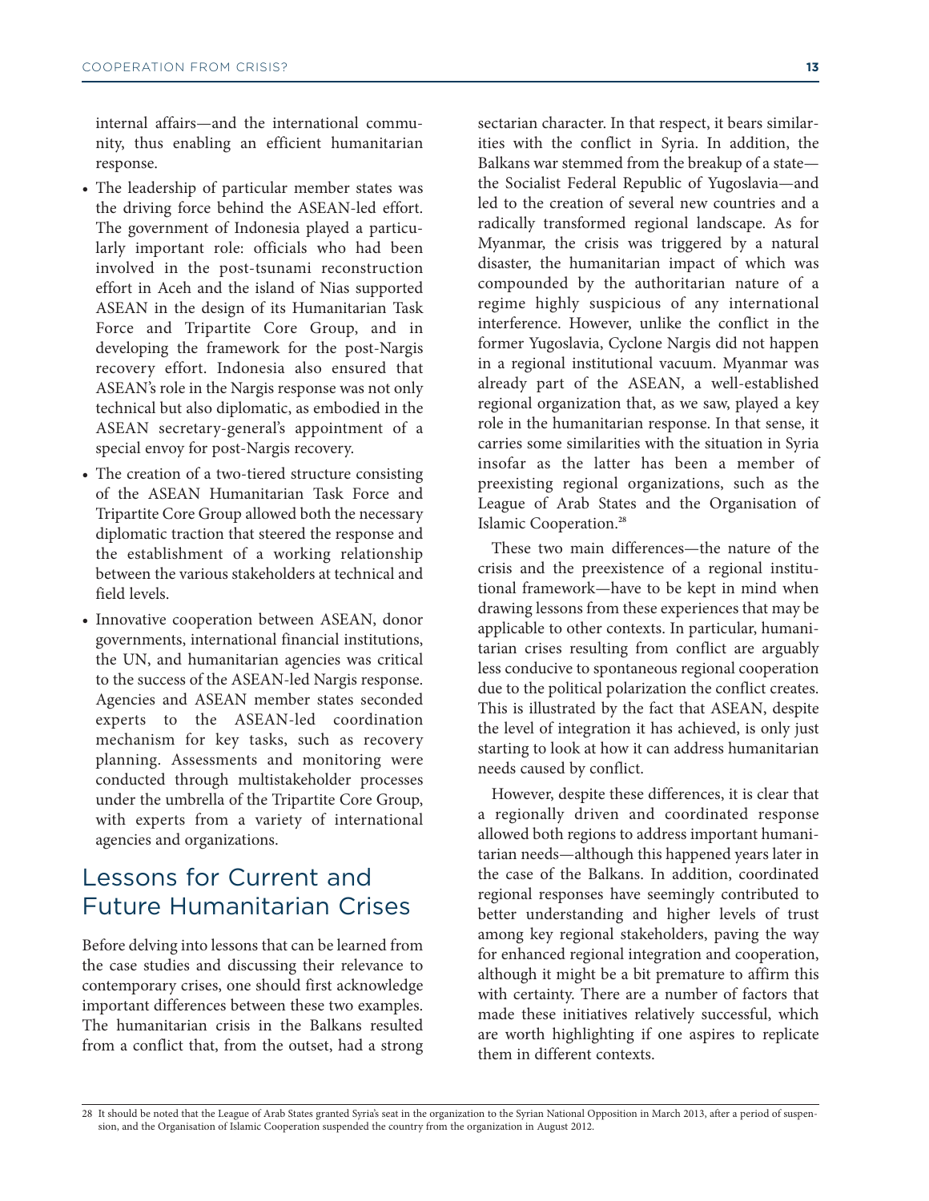internal affairs—and the international community, thus enabling an efficient humanitarian response.

- The leadership of particular member states was the driving force behind the ASEAN-led effort. The government of Indonesia played a particularly important role: officials who had been involved in the post-tsunami reconstruction effort in Aceh and the island of Nias supported ASEAN in the design of its Humanitarian Task Force and Tripartite Core Group, and in developing the framework for the post-Nargis recovery effort. Indonesia also ensured that ASEAN's role in the Nargis response was not only technical but also diplomatic, as embodied in the ASEAN secretary-general's appointment of a special envoy for post-Nargis recovery.
- The creation of a two-tiered structure consisting of the ASEAN Humanitarian Task Force and Tripartite Core Group allowed both the necessary diplomatic traction that steered the response and the establishment of a working relationship between the various stakeholders at technical and field levels.
- Innovative cooperation between ASEAN, donor governments, international financial institutions, the UN, and humanitarian agencies was critical to the success of the ASEAN-led Nargis response. Agencies and ASEAN member states seconded experts to the ASEAN-led coordination mechanism for key tasks, such as recovery planning. Assessments and monitoring were conducted through multistakeholder processes under the umbrella of the Tripartite Core Group, with experts from a variety of international agencies and organizations.

## Lessons for Current and Future Humanitarian Crises

Before delving into lessons that can be learned from the case studies and discussing their relevance to contemporary crises, one should first acknowledge important differences between these two examples. The humanitarian crisis in the Balkans resulted from a conflict that, from the outset, had a strong sectarian character. In that respect, it bears similarities with the conflict in Syria. In addition, the Balkans war stemmed from the breakup of a state—the Socialist Federal Republic of Yugoslavia—and led to the creation of several new countries and a radically transformed regional landscape. As for Myanmar, the crisis was triggered by a natural disaster, the humanitarian impact of which was compounded by the authoritarian nature of a regime highly suspicious of any international interference. However, unlike the conflict in the former Yugoslavia, Cyclone Nargis did not happen in a regional institutional vacuum. Myanmar was already part of the ASEAN, a well-established regional organization that, as we saw, played a key role in the humanitarian response. In that sense, it carries some similarities with the situation in Syria insofar as the latter has been a member of preexisting regional organizations, such as the League of Arab States and the Organisation of Islamic Cooperation.[28]

These two main differences—the nature of the crisis and the preexistence of a regional institutional framework—have to be kept in mind when drawing lessons from these experiences that may be applicable to other contexts. In particular, humanitarian crises resulting from conflict are arguably less conducive to spontaneous regional cooperation due to the political polarization the conflict creates. This is illustrated by the fact that ASEAN, despite the level of integration it has achieved, is only just starting to look at how it can address humanitarian needs caused by conflict.

However, despite these differences, it is clear that a regionally driven and coordinated response allowed both regions to address important humanitarian needs—although this happened years later in the case of the Balkans. In addition, coordinated regional responses have seemingly contributed to better understanding and higher levels of trust among key regional stakeholders, paving the way for enhanced regional integration and cooperation, although it might be a bit premature to affirm this with certainty. There are a number of factors that made these initiatives relatively successful, which are worth highlighting if one aspires to replicate them in different contexts.

28 It should be noted that the League of Arab States granted Syria's seat in the organization to the Syrian National Opposition in March 2013, after a period of suspension, and the Organisation of Islamic Cooperation suspended the country from the organization in August 2012.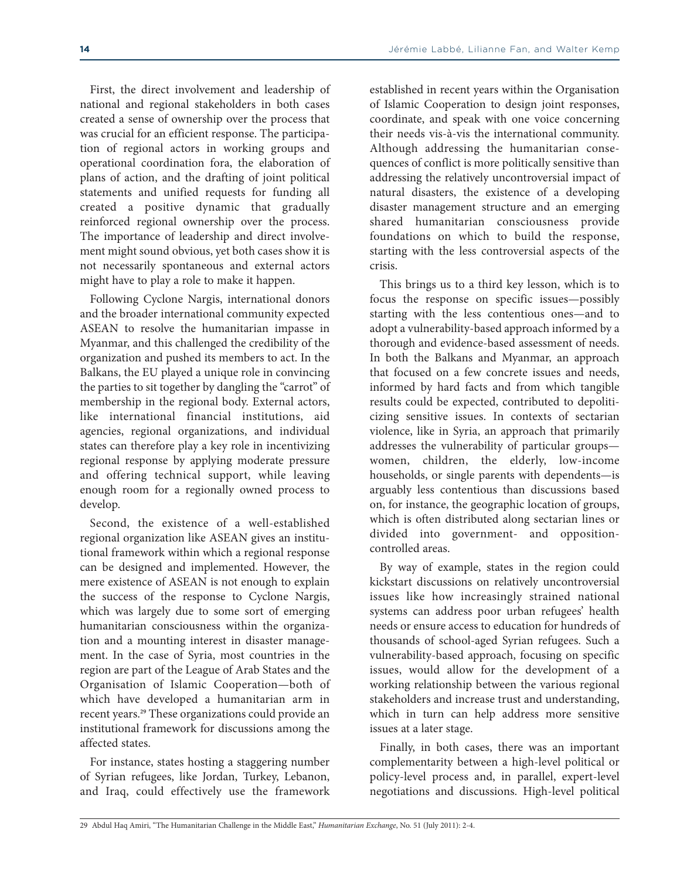First, the direct involvement and leadership of national and regional stakeholders in both cases created a sense of ownership over the process that was crucial for an efficient response. The participation of regional actors in working groups and operational coordination fora, the elaboration of plans of action, and the drafting of joint political statements and unified requests for funding all created a positive dynamic that gradually reinforced regional ownership over the process. The importance of leadership and direct involvement might sound obvious, yet both cases show it is not necessarily spontaneous and external actors might have to play a role to make it happen.

Following Cyclone Nargis, international donors and the broader international community expected ASEAN to resolve the humanitarian impasse in Myanmar, and this challenged the credibility of the organization and pushed its members to act. In the Balkans, the EU played a unique role in convincing the parties to sit together by dangling the "carrot" of membership in the regional body. External actors, like international financial institutions, aid agencies, regional organizations, and individual states can therefore play a key role in incentivizing regional response by applying moderate pressure and offering technical support, while leaving enough room for a regionally owned process to develop.

Second, the existence of a well-established regional organization like ASEAN gives an institutional framework within which a regional response can be designed and implemented. However, the mere existence of ASEAN is not enough to explain the success of the response to Cyclone Nargis, which was largely due to some sort of emerging humanitarian consciousness within the organization and a mounting interest in disaster management. In the case of Syria, most countries in the region are part of the League of Arab States and the Organisation of Islamic Cooperation—both of which have developed a humanitarian arm in recent years.[29] These organizations could provide an institutional framework for discussions among the affected states.

For instance, states hosting a staggering number of Syrian refugees, like Jordan, Turkey, Lebanon, and Iraq, could effectively use the framework established in recent years within the Organisation of Islamic Cooperation to design joint responses, coordinate, and speak with one voice concerning their needs vis-à-vis the international community. Although addressing the humanitarian consequences of conflict is more politically sensitive than addressing the relatively uncontroversial impact of natural disasters, the existence of a developing disaster management structure and an emerging shared humanitarian consciousness provide foundations on which to build the response, starting with the less controversial aspects of the crisis.

This brings us to a third key lesson, which is to focus the response on specific issues—possibly starting with the less contentious ones—and to adopt a vulnerability-based approach informed by a thorough and evidence-based assessment of needs. In both the Balkans and Myanmar, an approach that focused on a few concrete issues and needs, informed by hard facts and from which tangible results could be expected, contributed to depoliticizing sensitive issues. In contexts of sectarian violence, like in Syria, an approach that primarily addresses the vulnerability of particular groups—women, children, the elderly, low-income households, or single parents with dependents—is arguably less contentious than discussions based on, for instance, the geographic location of groups, which is often distributed along sectarian lines or divided into government- and opposition-controlled areas.

By way of example, states in the region could kickstart discussions on relatively uncontroversial issues like how increasingly strained national systems can address poor urban refugees' health needs or ensure access to education for hundreds of thousands of school-aged Syrian refugees. Such a vulnerability-based approach, focusing on specific issues, would allow for the development of a working relationship between the various regional stakeholders and increase trust and understanding, which in turn can help address more sensitive issues at a later stage.

Finally, in both cases, there was an important complementarity between a high-level political or policy-level process and, in parallel, expert-level negotiations and discussions. High-level political

---

29 Abdul Haq Amiri, "The Humanitarian Challenge in the Middle East," *Humanitarian Exchange*, No. 51 (July 2011): 2-4.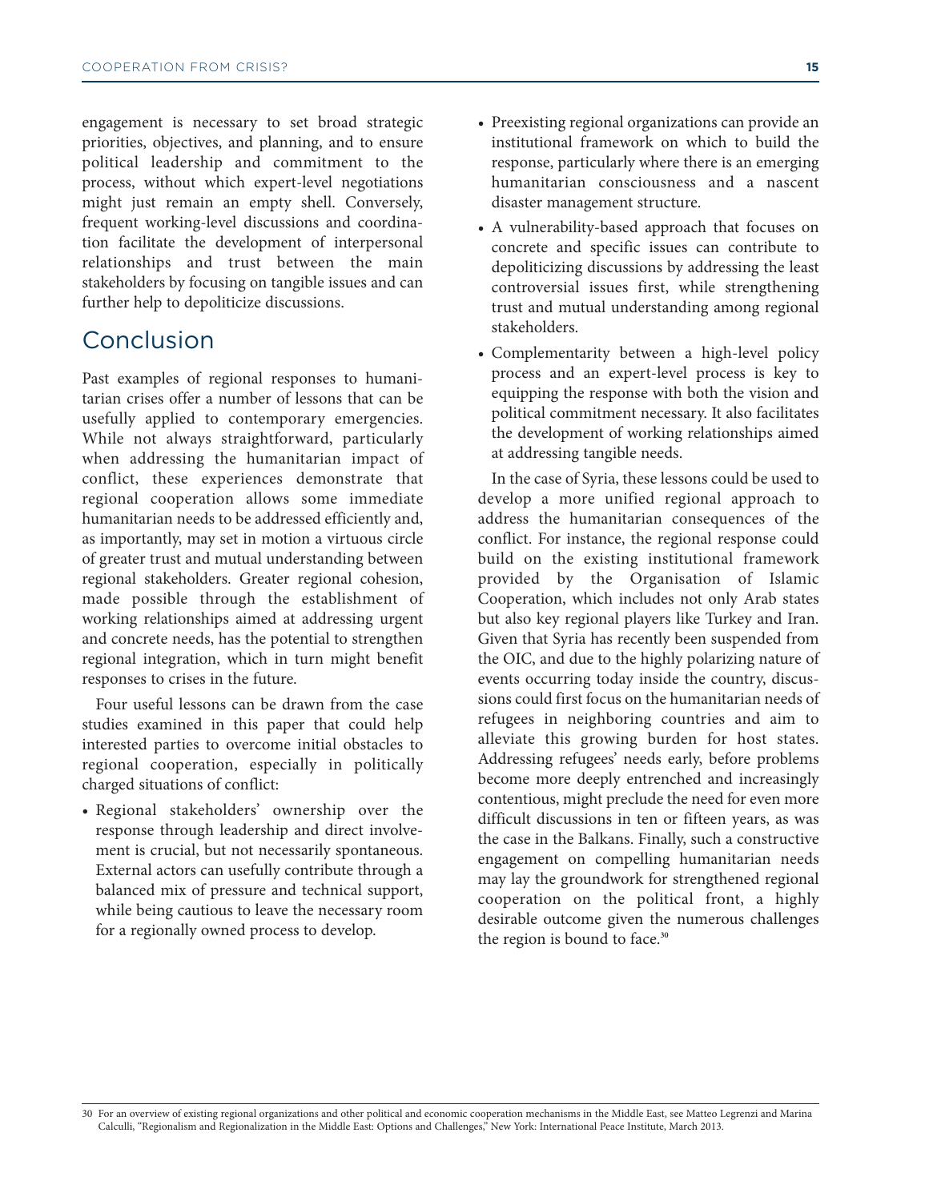engagement is necessary to set broad strategic priorities, objectives, and planning, and to ensure political leadership and commitment to the process, without which expert-level negotiations might just remain an empty shell. Conversely, frequent working-level discussions and coordination facilitate the development of interpersonal relationships and trust between the main stakeholders by focusing on tangible issues and can further help to depoliticize discussions.

## Conclusion

Past examples of regional responses to humanitarian crises offer a number of lessons that can be usefully applied to contemporary emergencies. While not always straightforward, particularly when addressing the humanitarian impact of conflict, these experiences demonstrate that regional cooperation allows some immediate humanitarian needs to be addressed efficiently and, as importantly, may set in motion a virtuous circle of greater trust and mutual understanding between regional stakeholders. Greater regional cohesion, made possible through the establishment of working relationships aimed at addressing urgent and concrete needs, has the potential to strengthen regional integration, which in turn might benefit responses to crises in the future.

Four useful lessons can be drawn from the case studies examined in this paper that could help interested parties to overcome initial obstacles to regional cooperation, especially in politically charged situations of conflict:

- Regional stakeholders' ownership over the response through leadership and direct involvement is crucial, but not necessarily spontaneous. External actors can usefully contribute through a balanced mix of pressure and technical support, while being cautious to leave the necessary room for a regionally owned process to develop.
- Preexisting regional organizations can provide an institutional framework on which to build the response, particularly where there is an emerging humanitarian consciousness and a nascent disaster management structure.
- A vulnerability-based approach that focuses on concrete and specific issues can contribute to depoliticizing discussions by addressing the least controversial issues first, while strengthening trust and mutual understanding among regional stakeholders.
- Complementarity between a high-level policy process and an expert-level process is key to equipping the response with both the vision and political commitment necessary. It also facilitates the development of working relationships aimed at addressing tangible needs.

In the case of Syria, these lessons could be used to develop a more unified regional approach to address the humanitarian consequences of the conflict. For instance, the regional response could build on the existing institutional framework provided by the Organisation of Islamic Cooperation, which includes not only Arab states but also key regional players like Turkey and Iran. Given that Syria has recently been suspended from the OIC, and due to the highly polarizing nature of events occurring today inside the country, discussions could first focus on the humanitarian needs of refugees in neighboring countries and aim to alleviate this growing burden for host states. Addressing refugees' needs early, before problems become more deeply entrenched and increasingly contentious, might preclude the need for even more difficult discussions in ten or fifteen years, as was the case in the Balkans. Finally, such a constructive engagement on compelling humanitarian needs may lay the groundwork for strengthened regional cooperation on the political front, a highly desirable outcome given the numerous challenges the region is bound to face.[30]

---

30 For an overview of existing regional organizations and other political and economic cooperation mechanisms in the Middle East, see Matteo Legrenzi and Marina Calculli, "Regionalism and Regionalization in the Middle East: Options and Challenges," New York: International Peace Institute, March 2013.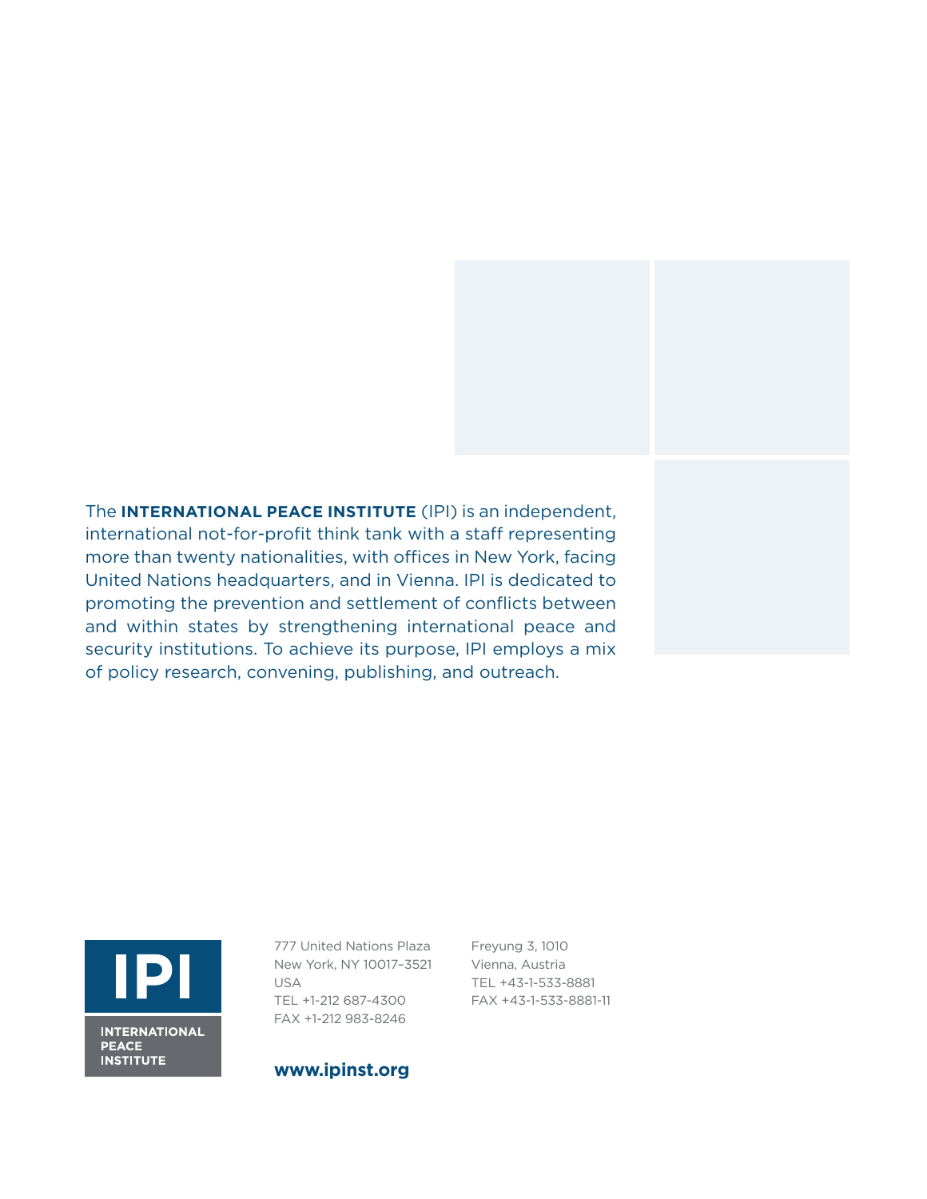The **INTERNATIONAL PEACE INSTITUTE** (IPI) is an independent, international not-for-profit think tank with a staff representing more than twenty nationalities, with offices in New York, facing United Nations headquarters, and in Vienna. IPI is dedicated to promoting the prevention and settlement of conflicts between and within states by strengthening international peace and security institutions. To achieve its purpose, IPI employs a mix of policy research, convening, publishing, and outreach.

**IPI**
**INTERNATIONAL PEACE INSTITUTE**

777 United Nations Plaza
New York, NY 10017–3521
USA
TEL +1-212 687-4300
FAX +1-212 983-8246

Freyung 3, 1010
Vienna, Austria
TEL +43-1-533-8881
FAX +43-1-533-8881-11

**www.ipinst.org**